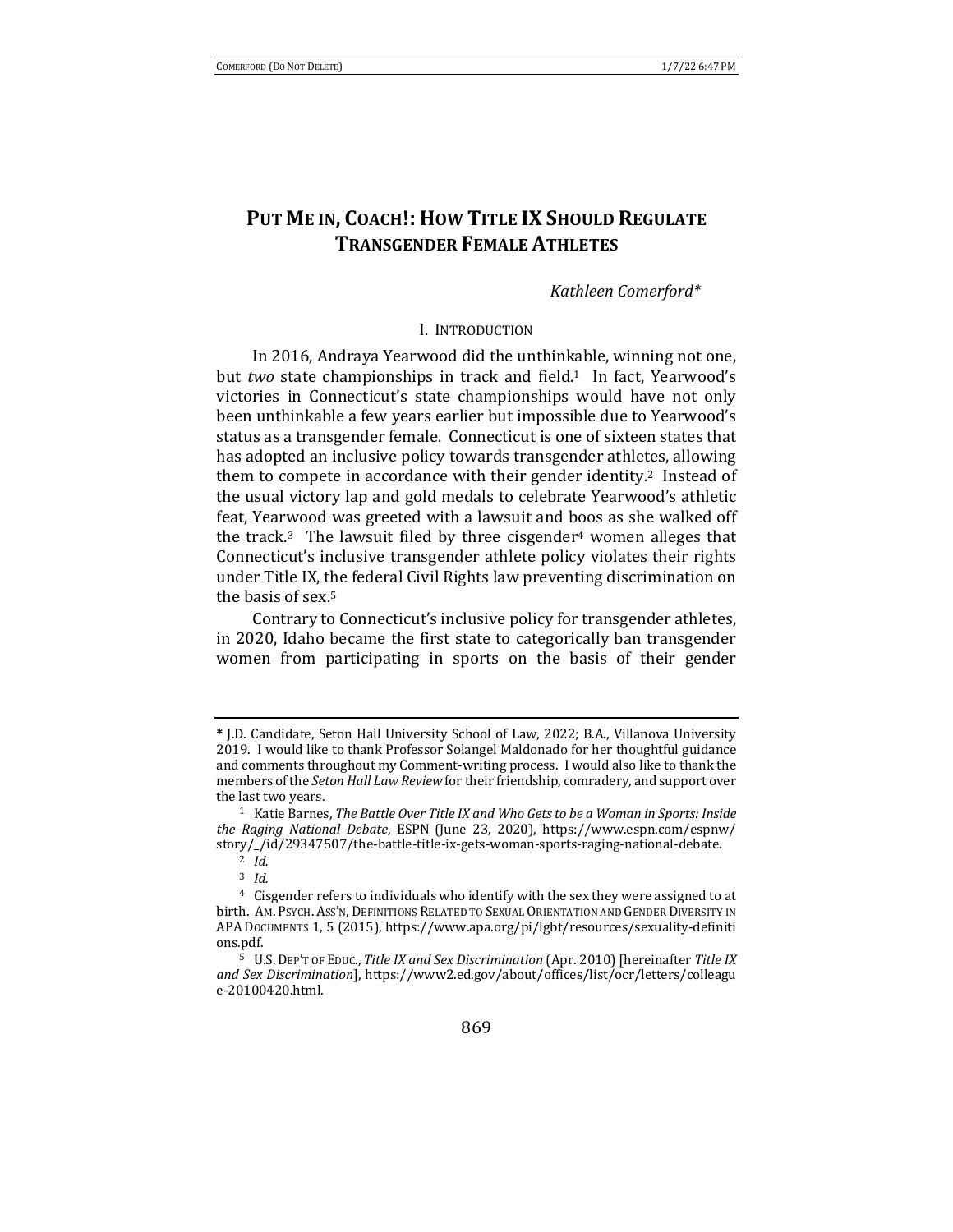# PUT ME IN, COACH!: HOW TITLE IX SHOULD REGULATE TRANSGENDER FEMALE ATHLETES

*Kathleen Comerford\**

## I. INTRODUCTION

In 2016, Andraya Yearwood did the unthinkable, winning not one, but *two* state championships in track and field.[1] In fact, Yearwood's victories in Connecticut's state championships would have not only been unthinkable a few years earlier but impossible due to Yearwood's status as a transgender female. Connecticut is one of sixteen states that has adopted an inclusive policy towards transgender athletes, allowing them to compete in accordance with their gender identity.[2] Instead of the usual victory lap and gold medals to celebrate Yearwood's athletic feat, Yearwood was greeted with a lawsuit and boos as she walked off the track.[3] The lawsuit filed by three cisgender[4] women alleges that Connecticut's inclusive transgender athlete policy violates their rights under Title IX, the federal Civil Rights law preventing discrimination on the basis of sex.[5]

Contrary to Connecticut's inclusive policy for transgender athletes, in 2020, Idaho became the first state to categorically ban transgender women from participating in sports on the basis of their gender

---

\* J.D. Candidate, Seton Hall University School of Law, 2022; B.A., Villanova University 2019. I would like to thank Professor Solangel Maldonado for her thoughtful guidance and comments throughout my Comment-writing process. I would also like to thank the members of the *Seton Hall Law Review* for their friendship, comradery, and support over the last two years.

[1] Katie Barnes, *The Battle Over Title IX and Who Gets to be a Woman in Sports: Inside the Raging National Debate*, ESPN (June 23, 2020), https://www.espn.com/espnw/story/_/id/29347507/the-battle-title-ix-gets-woman-sports-raging-national-debate.

[2] *Id.*

[3] *Id.*

[4] Cisgender refers to individuals who identify with the sex they were assigned to at birth. AM. PSYCH. ASS'N, DEFINITIONS RELATED TO SEXUAL ORIENTATION AND GENDER DIVERSITY IN APA DOCUMENTS 1, 5 (2015), https://www.apa.org/pi/lgbt/resources/sexuality-definitions.pdf.

[5] U.S. DEP'T OF EDUC., *Title IX and Sex Discrimination* (Apr. 2010) [hereinafter *Title IX and Sex Discrimination*], https://www2.ed.gov/about/offices/list/ocr/letters/colleague-20100420.html.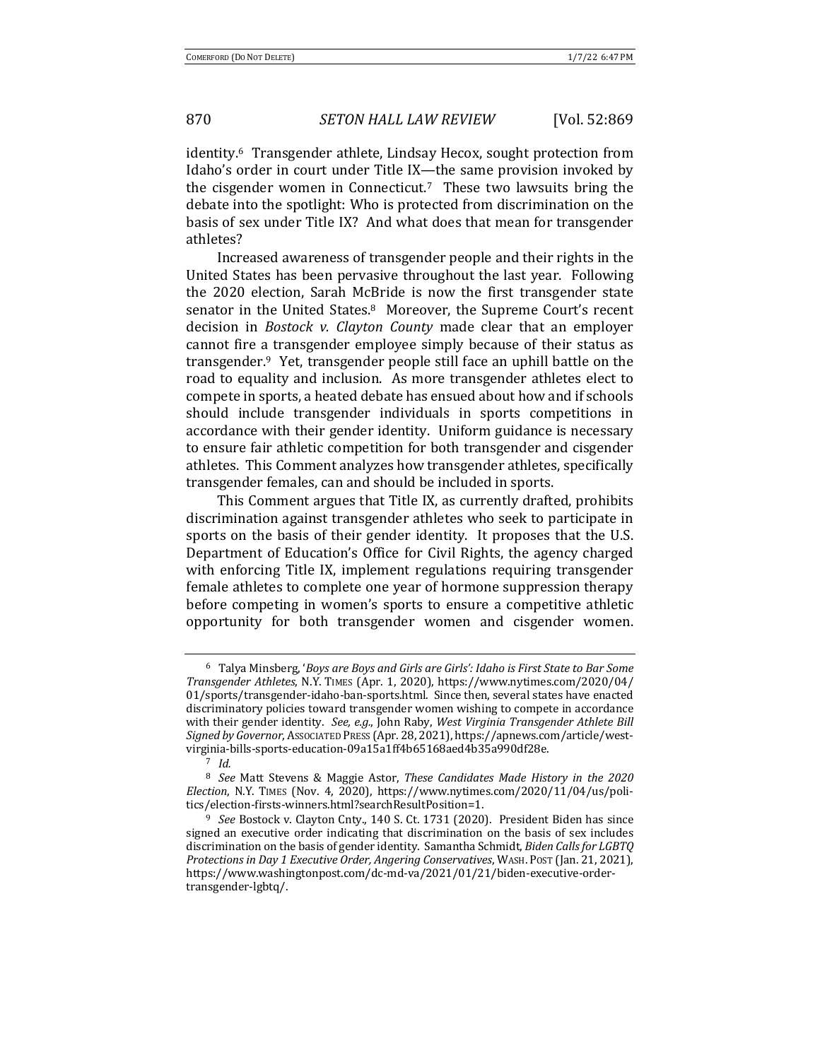identity.[6] Transgender athlete, Lindsay Hecox, sought protection from Idaho's order in court under Title IX—the same provision invoked by the cisgender women in Connecticut.[7] These two lawsuits bring the debate into the spotlight: Who is protected from discrimination on the basis of sex under Title IX? And what does that mean for transgender athletes?

Increased awareness of transgender people and their rights in the United States has been pervasive throughout the last year. Following the 2020 election, Sarah McBride is now the first transgender state senator in the United States.[8] Moreover, the Supreme Court's recent decision in *Bostock v. Clayton County* made clear that an employer cannot fire a transgender employee simply because of their status as transgender.[9] Yet, transgender people still face an uphill battle on the road to equality and inclusion. As more transgender athletes elect to compete in sports, a heated debate has ensued about how and if schools should include transgender individuals in sports competitions in accordance with their gender identity. Uniform guidance is necessary to ensure fair athletic competition for both transgender and cisgender athletes. This Comment analyzes how transgender athletes, specifically transgender females, can and should be included in sports.

This Comment argues that Title IX, as currently drafted, prohibits discrimination against transgender athletes who seek to participate in sports on the basis of their gender identity. It proposes that the U.S. Department of Education's Office for Civil Rights, the agency charged with enforcing Title IX, implement regulations requiring transgender female athletes to complete one year of hormone suppression therapy before competing in women's sports to ensure a competitive athletic opportunity for both transgender women and cisgender women.

---

[6] Talya Minsberg, '*Boys are Boys and Girls are Girls': Idaho is First State to Bar Some Transgender Athletes*, N.Y. TIMES (Apr. 1, 2020), https://www.nytimes.com/2020/04/01/sports/transgender-idaho-ban-sports.html. Since then, several states have enacted discriminatory policies toward transgender women wishing to compete in accordance with their gender identity. *See, e.g.*, John Raby, *West Virginia Transgender Athlete Bill Signed by Governor*, ASSOCIATED PRESS (Apr. 28, 2021), https://apnews.com/article/west-virginia-bills-sports-education-09a15a1ff4b65168aed4b35a990df28e.

[7] *Id.*

[8] *See* Matt Stevens & Maggie Astor, *These Candidates Made History in the 2020 Election*, N.Y. TIMES (Nov. 4, 2020), https://www.nytimes.com/2020/11/04/us/politics/election-firsts-winners.html?searchResultPosition=1.

[9] *See* Bostock v. Clayton Cnty., 140 S. Ct. 1731 (2020). President Biden has since signed an executive order indicating that discrimination on the basis of sex includes discrimination on the basis of gender identity. Samantha Schmidt, *Biden Calls for LGBTQ Protections in Day 1 Executive Order, Angering Conservatives*, WASH. POST (Jan. 21, 2021), https://www.washingtonpost.com/dc-md-va/2021/01/21/biden-executive-order-transgender-lgbtq/.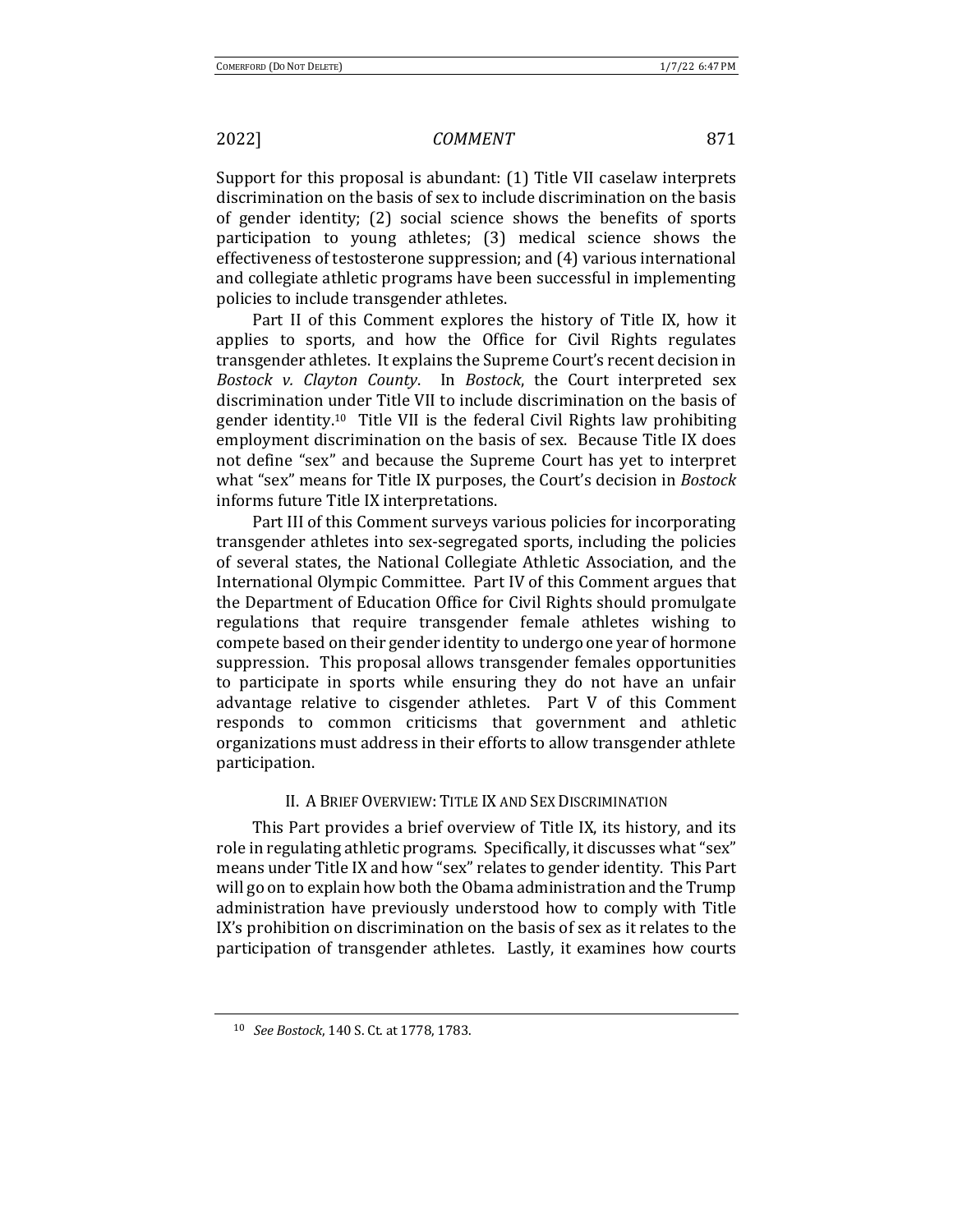Support for this proposal is abundant: (1) Title VII caselaw interprets discrimination on the basis of sex to include discrimination on the basis of gender identity; (2) social science shows the benefits of sports participation to young athletes; (3) medical science shows the effectiveness of testosterone suppression; and (4) various international and collegiate athletic programs have been successful in implementing policies to include transgender athletes.

Part II of this Comment explores the history of Title IX, how it applies to sports, and how the Office for Civil Rights regulates transgender athletes. It explains the Supreme Court's recent decision in *Bostock v. Clayton County*. In *Bostock*, the Court interpreted sex discrimination under Title VII to include discrimination on the basis of gender identity.[10] Title VII is the federal Civil Rights law prohibiting employment discrimination on the basis of sex. Because Title IX does not define "sex" and because the Supreme Court has yet to interpret what "sex" means for Title IX purposes, the Court's decision in *Bostock* informs future Title IX interpretations.

Part III of this Comment surveys various policies for incorporating transgender athletes into sex-segregated sports, including the policies of several states, the National Collegiate Athletic Association, and the International Olympic Committee. Part IV of this Comment argues that the Department of Education Office for Civil Rights should promulgate regulations that require transgender female athletes wishing to compete based on their gender identity to undergo one year of hormone suppression. This proposal allows transgender females opportunities to participate in sports while ensuring they do not have an unfair advantage relative to cisgender athletes. Part V of this Comment responds to common criticisms that government and athletic organizations must address in their efforts to allow transgender athlete participation.

## II. A Brief Overview: Title IX and Sex Discrimination

This Part provides a brief overview of Title IX, its history, and its role in regulating athletic programs. Specifically, it discusses what "sex" means under Title IX and how "sex" relates to gender identity. This Part will go on to explain how both the Obama administration and the Trump administration have previously understood how to comply with Title IX's prohibition on discrimination on the basis of sex as it relates to the participation of transgender athletes. Lastly, it examines how courts

---

[10] *See Bostock*, 140 S. Ct. at 1778, 1783.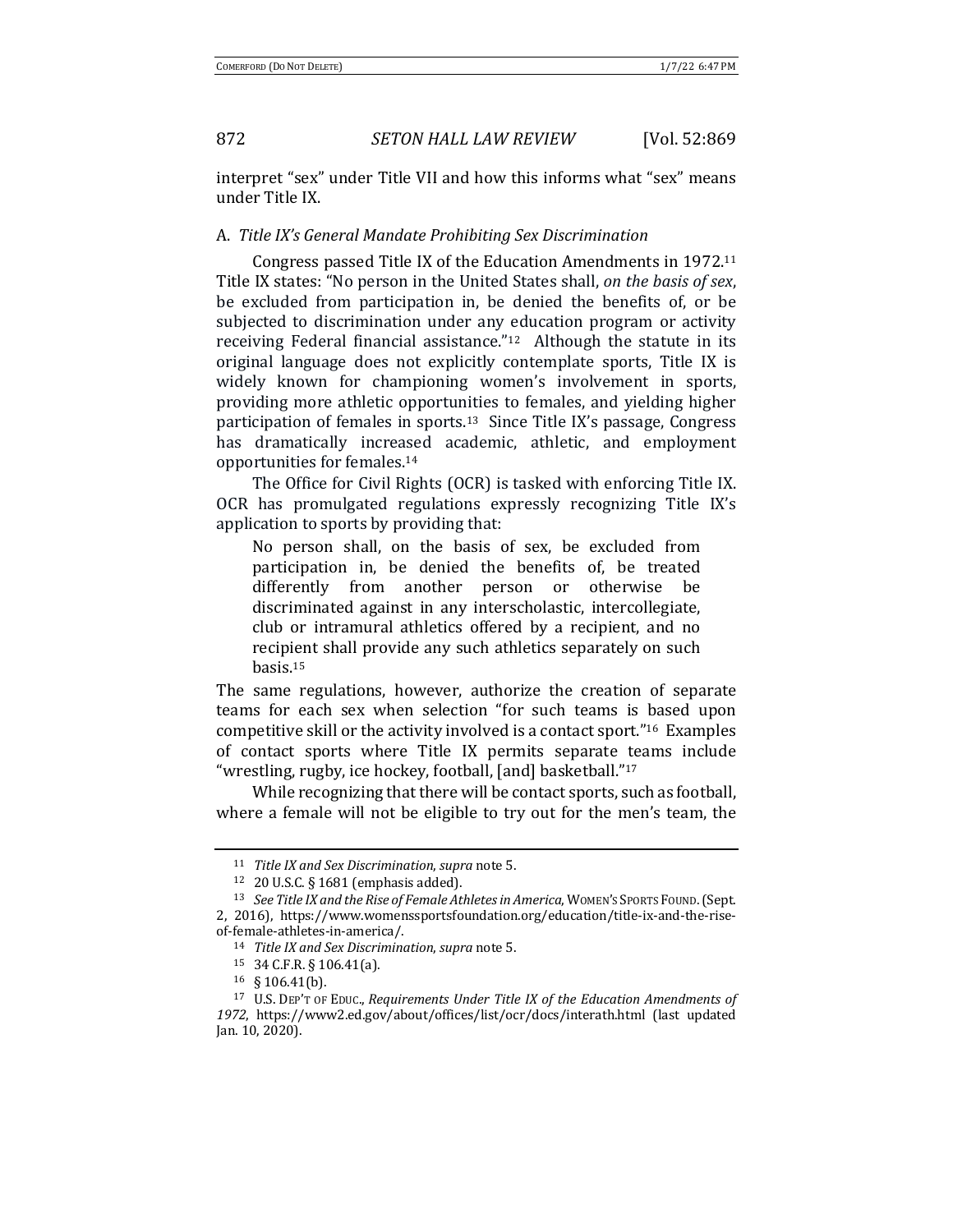interpret "sex" under Title VII and how this informs what "sex" means under Title IX.

### A. *Title IX's General Mandate Prohibiting Sex Discrimination*

Congress passed Title IX of the Education Amendments in 1972.[11] Title IX states: "No person in the United States shall, *on the basis of sex*, be excluded from participation in, be denied the benefits of, or be subjected to discrimination under any education program or activity receiving Federal financial assistance."[12] Although the statute in its original language does not explicitly contemplate sports, Title IX is widely known for championing women's involvement in sports, providing more athletic opportunities to females, and yielding higher participation of females in sports.[13] Since Title IX's passage, Congress has dramatically increased academic, athletic, and employment opportunities for females.[14]

The Office for Civil Rights (OCR) is tasked with enforcing Title IX. OCR has promulgated regulations expressly recognizing Title IX's application to sports by providing that:

> No person shall, on the basis of sex, be excluded from participation in, be denied the benefits of, be treated differently from another person or otherwise be discriminated against in any interscholastic, intercollegiate, club or intramural athletics offered by a recipient, and no recipient shall provide any such athletics separately on such basis.[15]

The same regulations, however, authorize the creation of separate teams for each sex when selection "for such teams is based upon competitive skill or the activity involved is a contact sport."[16] Examples of contact sports where Title IX permits separate teams include "wrestling, rugby, ice hockey, football, [and] basketball."[17]

While recognizing that there will be contact sports, such as football, where a female will not be eligible to try out for the men's team, the

---

[11] *Title IX and Sex Discrimination*, *supra* note 5.

[12] 20 U.S.C. § 1681 (emphasis added).

[13] *See Title IX and the Rise of Female Athletes in America*, WOMEN'S SPORTS FOUND. (Sept. 2, 2016), https://www.womenssportsfoundation.org/education/title-ix-and-the-rise-of-female-athletes-in-america/.

[14] *Title IX and Sex Discrimination*, *supra* note 5.

[15] 34 C.F.R. § 106.41(a).

[16] § 106.41(b).

[17] U.S. DEP'T OF EDUC., *Requirements Under Title IX of the Education Amendments of 1972*, https://www2.ed.gov/about/offices/list/ocr/docs/interath.html (last updated Jan. 10, 2020).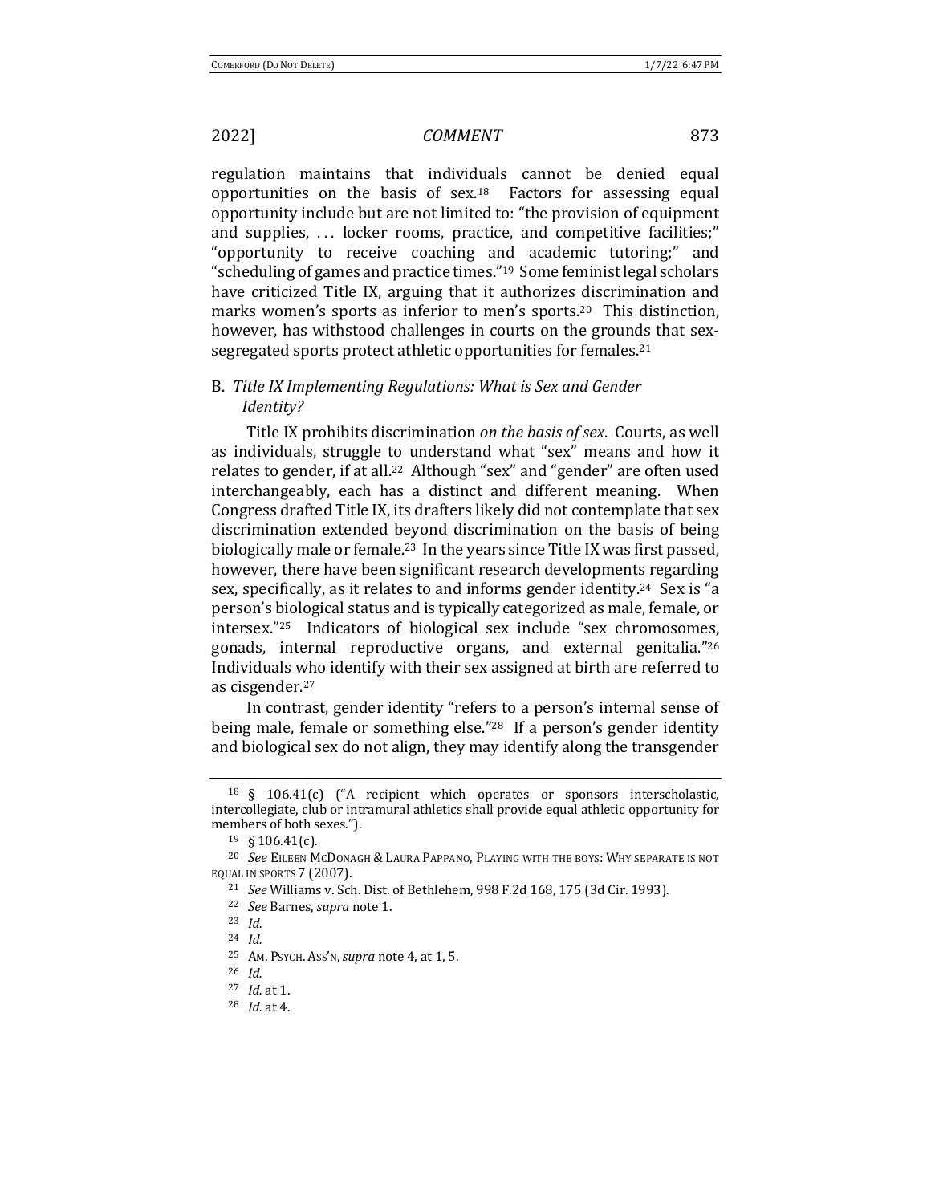regulation maintains that individuals cannot be denied equal opportunities on the basis of sex.[18] Factors for assessing equal opportunity include but are not limited to: "the provision of equipment and supplies, . . . locker rooms, practice, and competitive facilities;" "opportunity to receive coaching and academic tutoring;" and "scheduling of games and practice times."[19] Some feminist legal scholars have criticized Title IX, arguing that it authorizes discrimination and marks women's sports as inferior to men's sports.[20] This distinction, however, has withstood challenges in courts on the grounds that sex-segregated sports protect athletic opportunities for females.[21]

### B. *Title IX Implementing Regulations: What is Sex and Gender Identity?*

Title IX prohibits discrimination *on the basis of sex*. Courts, as well as individuals, struggle to understand what "sex" means and how it relates to gender, if at all.[22] Although "sex" and "gender" are often used interchangeably, each has a distinct and different meaning. When Congress drafted Title IX, its drafters likely did not contemplate that sex discrimination extended beyond discrimination on the basis of being biologically male or female.[23] In the years since Title IX was first passed, however, there have been significant research developments regarding sex, specifically, as it relates to and informs gender identity.[24] Sex is "a person's biological status and is typically categorized as male, female, or intersex."[25] Indicators of biological sex include "sex chromosomes, gonads, internal reproductive organs, and external genitalia."[26] Individuals who identify with their sex assigned at birth are referred to as cisgender.[27]

In contrast, gender identity "refers to a person's internal sense of being male, female or something else."[28] If a person's gender identity and biological sex do not align, they may identify along the transgender

---

[18] § 106.41(c) ("A recipient which operates or sponsors interscholastic, intercollegiate, club or intramural athletics shall provide equal athletic opportunity for members of both sexes.").

[19] § 106.41(c).

[20] *See* EILEEN MCDONAGH & LAURA PAPPANO, PLAYING WITH THE BOYS: WHY SEPARATE IS NOT EQUAL IN SPORTS 7 (2007).

[21] *See* Williams v. Sch. Dist. of Bethlehem, 998 F.2d 168, 175 (3d Cir. 1993).

[22] *See* Barnes, *supra* note 1.

[23] *Id.*

[24] *Id.*

[25] AM. PSYCH. ASS'N, *supra* note 4, at 1, 5.

[26] *Id.*

[27] *Id.* at 1.

[28] *Id.* at 4.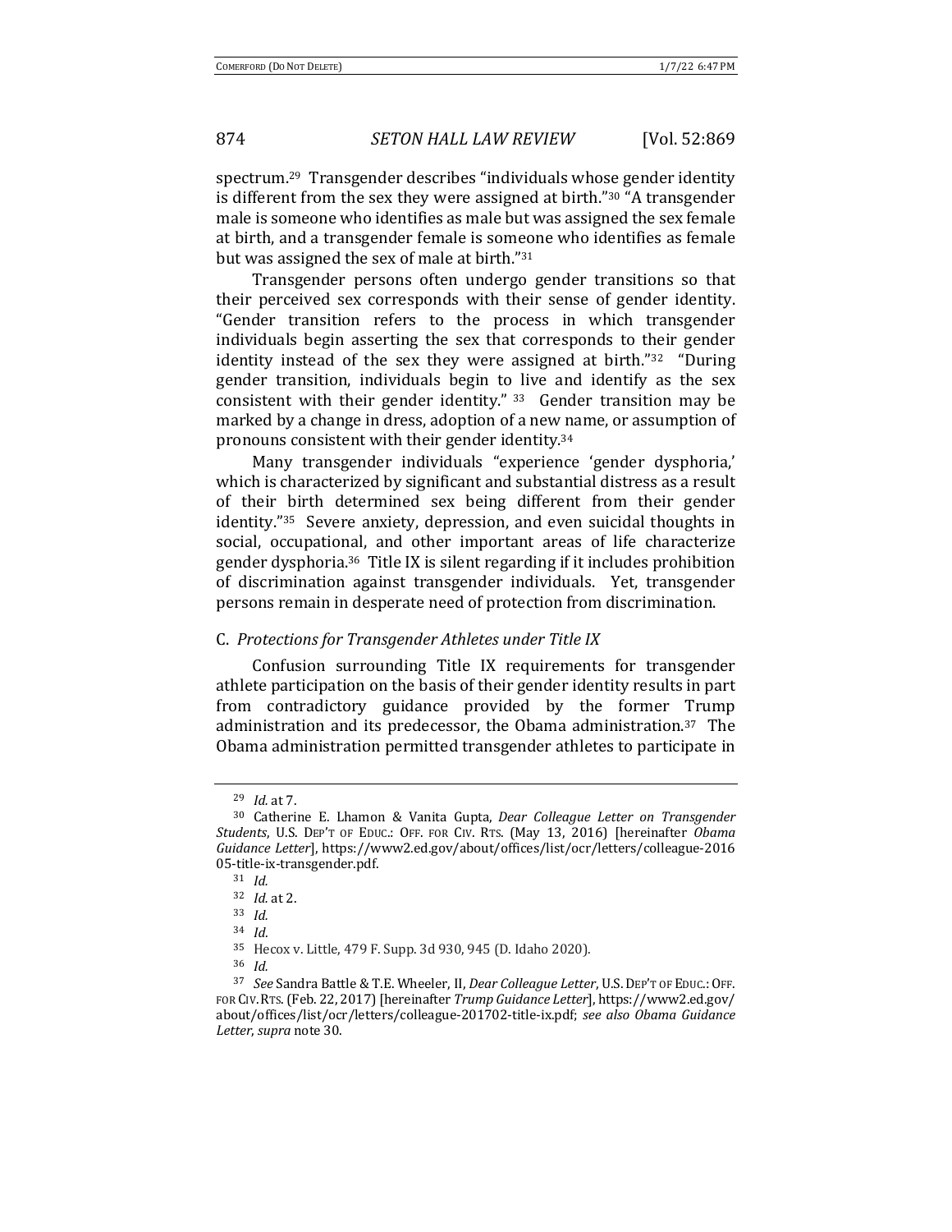spectrum.[29] Transgender describes "individuals whose gender identity is different from the sex they were assigned at birth."[30] "A transgender male is someone who identifies as male but was assigned the sex female at birth, and a transgender female is someone who identifies as female but was assigned the sex of male at birth."[31]

Transgender persons often undergo gender transitions so that their perceived sex corresponds with their sense of gender identity. "Gender transition refers to the process in which transgender individuals begin asserting the sex that corresponds to their gender identity instead of the sex they were assigned at birth."[32] "During gender transition, individuals begin to live and identify as the sex consistent with their gender identity."[33] Gender transition may be marked by a change in dress, adoption of a new name, or assumption of pronouns consistent with their gender identity.[34]

Many transgender individuals "experience 'gender dysphoria,' which is characterized by significant and substantial distress as a result of their birth determined sex being different from their gender identity."[35] Severe anxiety, depression, and even suicidal thoughts in social, occupational, and other important areas of life characterize gender dysphoria.[36] Title IX is silent regarding if it includes prohibition of discrimination against transgender individuals. Yet, transgender persons remain in desperate need of protection from discrimination.

### C. *Protections for Transgender Athletes under Title IX*

Confusion surrounding Title IX requirements for transgender athlete participation on the basis of their gender identity results in part from contradictory guidance provided by the former Trump administration and its predecessor, the Obama administration.[37] The Obama administration permitted transgender athletes to participate in

---

[29] *Id.* at 7.

[30] Catherine E. Lhamon & Vanita Gupta, *Dear Colleague Letter on Transgender Students*, U.S. DEP'T OF EDUC.: OFF. FOR CIV. RTS. (May 13, 2016) [hereinafter *Obama Guidance Letter*], https://www2.ed.gov/about/offices/list/ocr/letters/colleague-201605-title-ix-transgender.pdf.

[31] *Id.*

[32] *Id.* at 2.

[33] *Id.*

[34] *Id.*

[35] Hecox v. Little, 479 F. Supp. 3d 930, 945 (D. Idaho 2020).

[36] *Id.*

[37] *See* Sandra Battle & T.E. Wheeler, II, *Dear Colleague Letter*, U.S. DEP'T OF EDUC.: OFF. FOR CIV. RTS. (Feb. 22, 2017) [hereinafter *Trump Guidance Letter*], https://www2.ed.gov/about/offices/list/ocr/letters/colleague-201702-title-ix.pdf; *see also Obama Guidance Letter*, *supra* note 30.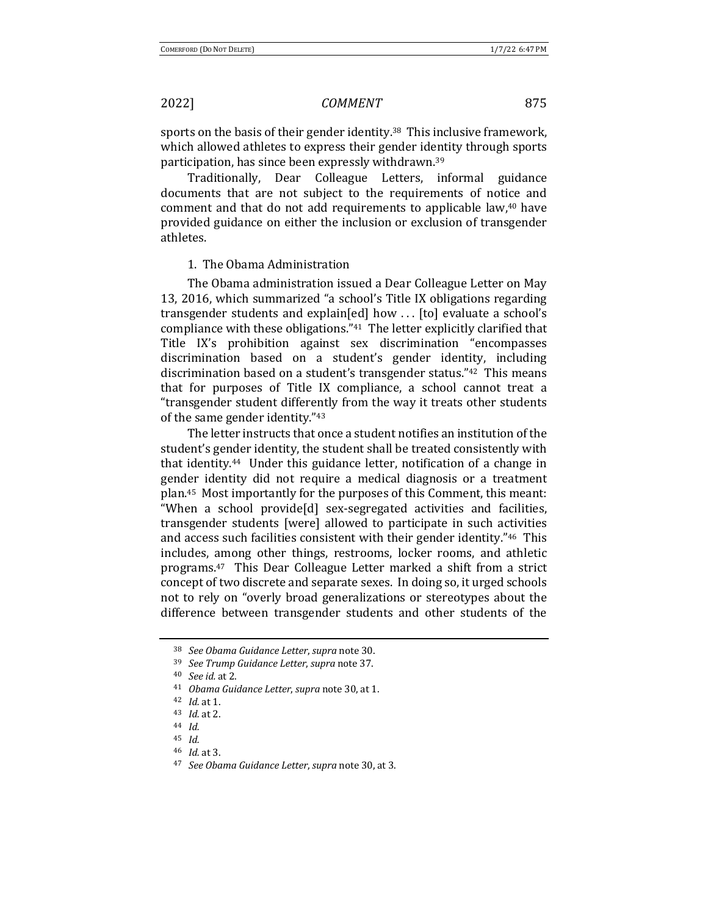sports on the basis of their gender identity.[38] This inclusive framework, which allowed athletes to express their gender identity through sports participation, has since been expressly withdrawn.[39]

Traditionally, Dear Colleague Letters, informal guidance documents that are not subject to the requirements of notice and comment and that do not add requirements to applicable law,[40] have provided guidance on either the inclusion or exclusion of transgender athletes.

1. The Obama Administration

The Obama administration issued a Dear Colleague Letter on May 13, 2016, which summarized "a school's Title IX obligations regarding transgender students and explain[ed] how . . . [to] evaluate a school's compliance with these obligations."[41] The letter explicitly clarified that Title IX's prohibition against sex discrimination "encompasses discrimination based on a student's gender identity, including discrimination based on a student's transgender status."[42] This means that for purposes of Title IX compliance, a school cannot treat a "transgender student differently from the way it treats other students of the same gender identity."[43]

The letter instructs that once a student notifies an institution of the student's gender identity, the student shall be treated consistently with that identity.[44] Under this guidance letter, notification of a change in gender identity did not require a medical diagnosis or a treatment plan.[45] Most importantly for the purposes of this Comment, this meant: "When a school provide[d] sex-segregated activities and facilities, transgender students [were] allowed to participate in such activities and access such facilities consistent with their gender identity."[46] This includes, among other things, restrooms, locker rooms, and athletic programs.[47] This Dear Colleague Letter marked a shift from a strict concept of two discrete and separate sexes. In doing so, it urged schools not to rely on "overly broad generalizations or stereotypes about the difference between transgender students and other students of the

---

[38] *See Obama Guidance Letter*, *supra* note 30.

[39] *See Trump Guidance Letter*, *supra* note 37.

[40] *See id.* at 2.

[41] *Obama Guidance Letter*, *supra* note 30, at 1.

[42] *Id.* at 1.

[43] *Id.* at 2.

[44] *Id.*

[45] *Id.*

[46] *Id.* at 3.

[47] *See Obama Guidance Letter*, *supra* note 30, at 3.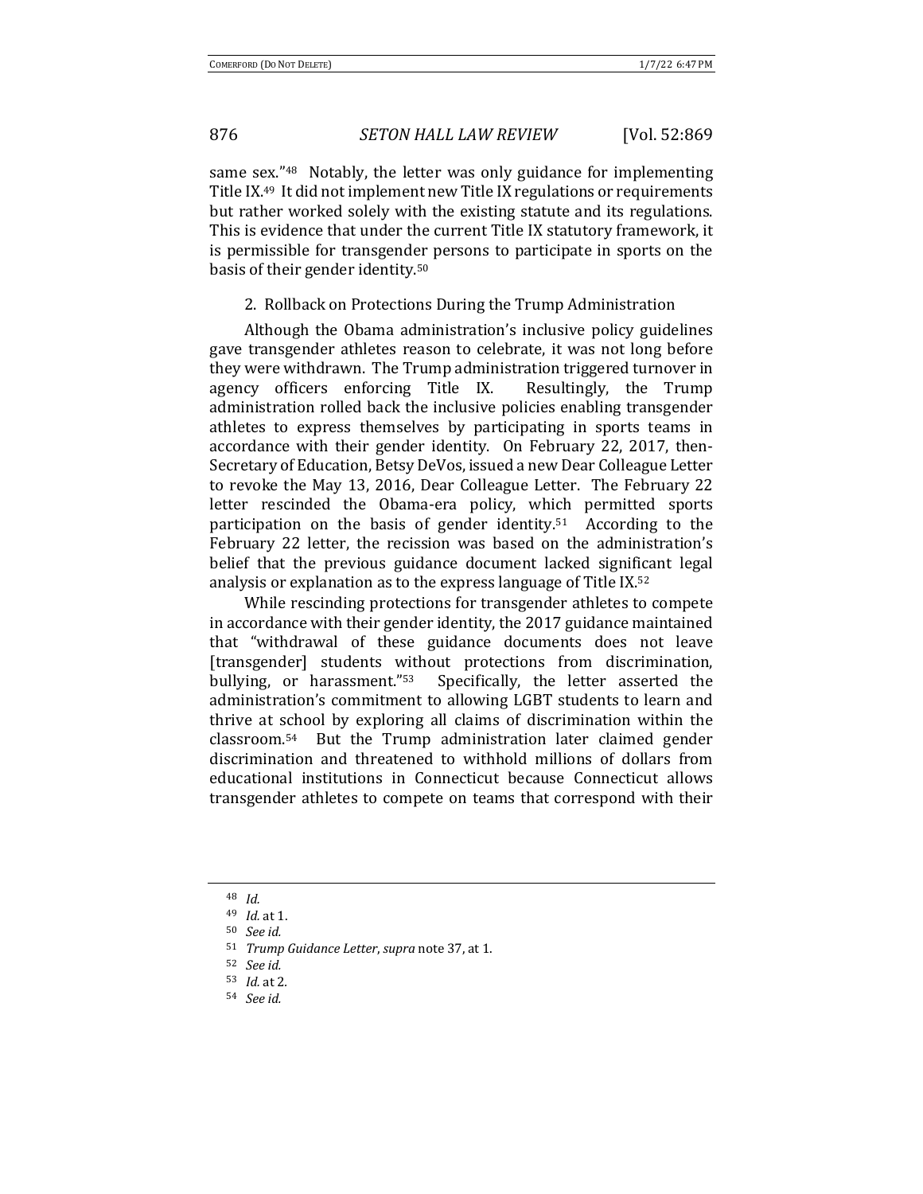same sex."[48] Notably, the letter was only guidance for implementing Title IX.[49] It did not implement new Title IX regulations or requirements but rather worked solely with the existing statute and its regulations. This is evidence that under the current Title IX statutory framework, it is permissible for transgender persons to participate in sports on the basis of their gender identity.[50]

2. Rollback on Protections During the Trump Administration

Although the Obama administration's inclusive policy guidelines gave transgender athletes reason to celebrate, it was not long before they were withdrawn. The Trump administration triggered turnover in agency officers enforcing Title IX. Resultingly, the Trump administration rolled back the inclusive policies enabling transgender athletes to express themselves by participating in sports teams in accordance with their gender identity. On February 22, 2017, then-Secretary of Education, Betsy DeVos, issued a new Dear Colleague Letter to revoke the May 13, 2016, Dear Colleague Letter. The February 22 letter rescinded the Obama-era policy, which permitted sports participation on the basis of gender identity.[51] According to the February 22 letter, the recission was based on the administration's belief that the previous guidance document lacked significant legal analysis or explanation as to the express language of Title IX.[52]

While rescinding protections for transgender athletes to compete in accordance with their gender identity, the 2017 guidance maintained that "withdrawal of these guidance documents does not leave [transgender] students without protections from discrimination, bullying, or harassment."[53] Specifically, the letter asserted the administration's commitment to allowing LGBT students to learn and thrive at school by exploring all claims of discrimination within the classroom.[54] But the Trump administration later claimed gender discrimination and threatened to withhold millions of dollars from educational institutions in Connecticut because Connecticut allows transgender athletes to compete on teams that correspond with their

---

[48] *Id.*

[49] *Id.* at 1.

[50] *See id.*

[51] *Trump Guidance Letter*, *supra* note 37, at 1.

[52] *See id.*

[53] *Id.* at 2.

[54] *See id.*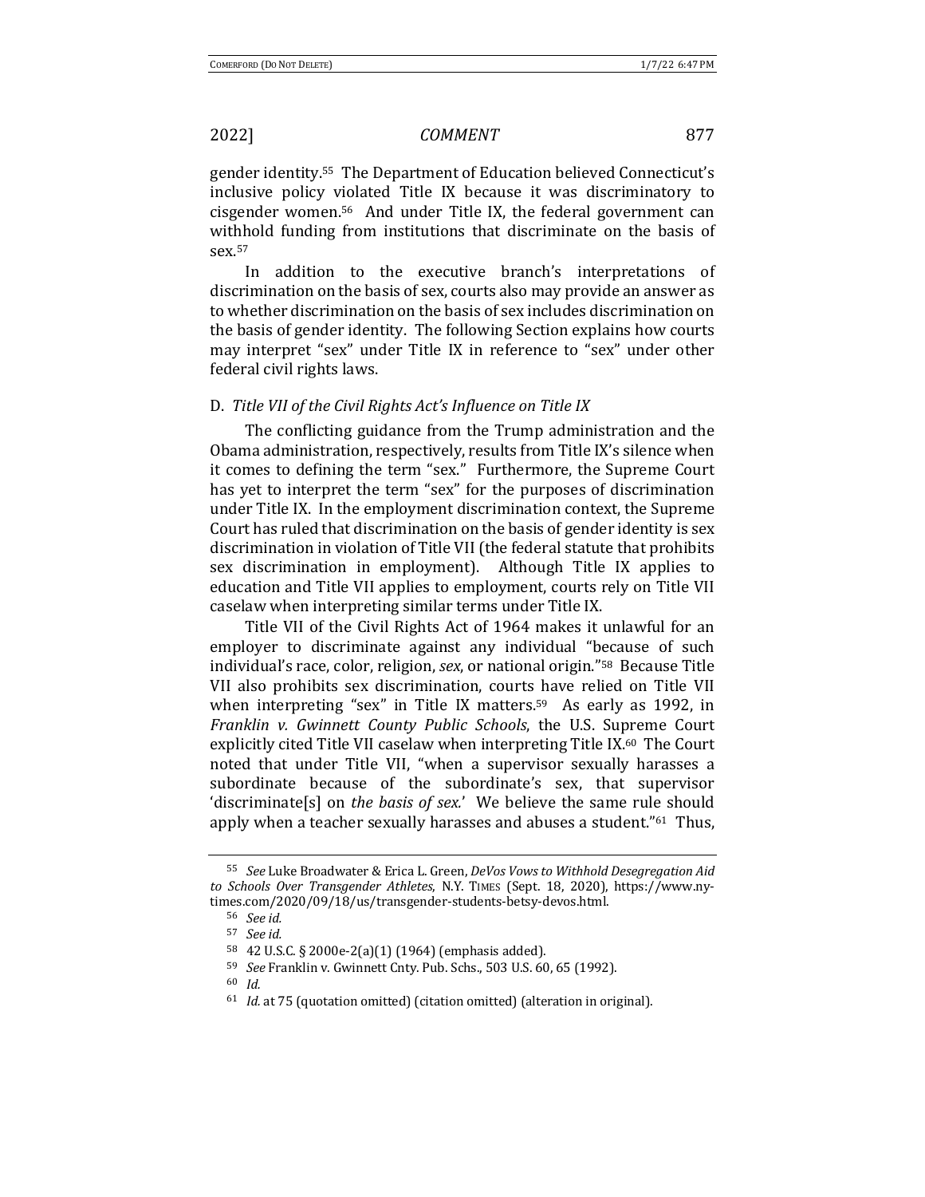gender identity.[55] The Department of Education believed Connecticut's inclusive policy violated Title IX because it was discriminatory to cisgender women.[56] And under Title IX, the federal government can withhold funding from institutions that discriminate on the basis of sex.[57]

In addition to the executive branch's interpretations of discrimination on the basis of sex, courts also may provide an answer as to whether discrimination on the basis of sex includes discrimination on the basis of gender identity. The following Section explains how courts may interpret "sex" under Title IX in reference to "sex" under other federal civil rights laws.

### D. *Title VII of the Civil Rights Act's Influence on Title IX*

The conflicting guidance from the Trump administration and the Obama administration, respectively, results from Title IX's silence when it comes to defining the term "sex." Furthermore, the Supreme Court has yet to interpret the term "sex" for the purposes of discrimination under Title IX. In the employment discrimination context, the Supreme Court has ruled that discrimination on the basis of gender identity is sex discrimination in violation of Title VII (the federal statute that prohibits sex discrimination in employment). Although Title IX applies to education and Title VII applies to employment, courts rely on Title VII caselaw when interpreting similar terms under Title IX.

Title VII of the Civil Rights Act of 1964 makes it unlawful for an employer to discriminate against any individual "because of such individual's race, color, religion, *sex*, or national origin."[58] Because Title VII also prohibits sex discrimination, courts have relied on Title VII when interpreting "sex" in Title IX matters.[59] As early as 1992, in *Franklin v. Gwinnett County Public Schools*, the U.S. Supreme Court explicitly cited Title VII caselaw when interpreting Title IX.[60] The Court noted that under Title VII, "when a supervisor sexually harasses a subordinate because of the subordinate's sex, that supervisor 'discriminate[s] on *the basis of sex*.' We believe the same rule should apply when a teacher sexually harasses and abuses a student."[61] Thus,

---

[55] *See* Luke Broadwater & Erica L. Green, *DeVos Vows to Withhold Desegregation Aid to Schools Over Transgender Athletes*, N.Y. TIMES (Sept. 18, 2020), https://www.nytimes.com/2020/09/18/us/transgender-students-betsy-devos.html.

[56] *See id.*

[57] *See id.*

[58] 42 U.S.C. § 2000e-2(a)(1) (1964) (emphasis added).

[59] *See* Franklin v. Gwinnett Cnty. Pub. Schs., 503 U.S. 60, 65 (1992).

[60] *Id.*

[61] *Id.* at 75 (quotation omitted) (citation omitted) (alteration in original).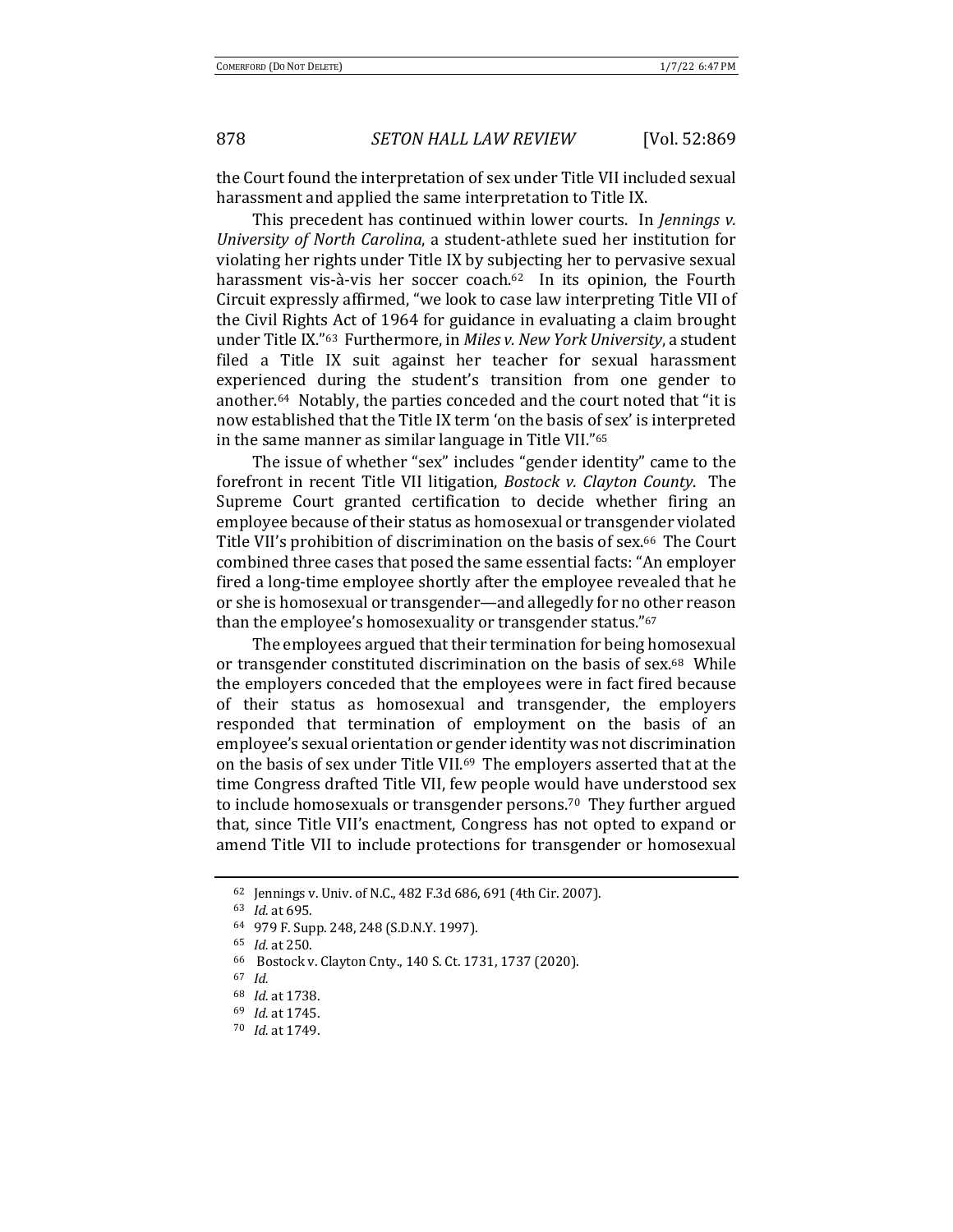the Court found the interpretation of sex under Title VII included sexual harassment and applied the same interpretation to Title IX.

This precedent has continued within lower courts. In *Jennings v. University of North Carolina*, a student-athlete sued her institution for violating her rights under Title IX by subjecting her to pervasive sexual harassment vis-à-vis her soccer coach.[62] In its opinion, the Fourth Circuit expressly affirmed, "we look to case law interpreting Title VII of the Civil Rights Act of 1964 for guidance in evaluating a claim brought under Title IX."[63] Furthermore, in *Miles v. New York University*, a student filed a Title IX suit against her teacher for sexual harassment experienced during the student's transition from one gender to another.[64] Notably, the parties conceded and the court noted that "it is now established that the Title IX term 'on the basis of sex' is interpreted in the same manner as similar language in Title VII."[65]

The issue of whether "sex" includes "gender identity" came to the forefront in recent Title VII litigation, *Bostock v. Clayton County*. The Supreme Court granted certification to decide whether firing an employee because of their status as homosexual or transgender violated Title VII's prohibition of discrimination on the basis of sex.[66] The Court combined three cases that posed the same essential facts: "An employer fired a long-time employee shortly after the employee revealed that he or she is homosexual or transgender—and allegedly for no other reason than the employee's homosexuality or transgender status."[67]

The employees argued that their termination for being homosexual or transgender constituted discrimination on the basis of sex.[68] While the employers conceded that the employees were in fact fired because of their status as homosexual and transgender, the employers responded that termination of employment on the basis of an employee's sexual orientation or gender identity was not discrimination on the basis of sex under Title VII.[69] The employers asserted that at the time Congress drafted Title VII, few people would have understood sex to include homosexuals or transgender persons.[70] They further argued that, since Title VII's enactment, Congress has not opted to expand or amend Title VII to include protections for transgender or homosexual

---

[62] Jennings v. Univ. of N.C., 482 F.3d 686, 691 (4th Cir. 2007).

[63] *Id.* at 695.

[64] 979 F. Supp. 248, 248 (S.D.N.Y. 1997).

[65] *Id.* at 250.

[66] Bostock v. Clayton Cnty., 140 S. Ct. 1731, 1737 (2020).

[67] *Id.*

[68] *Id.* at 1738.

[69] *Id.* at 1745.

[70] *Id.* at 1749.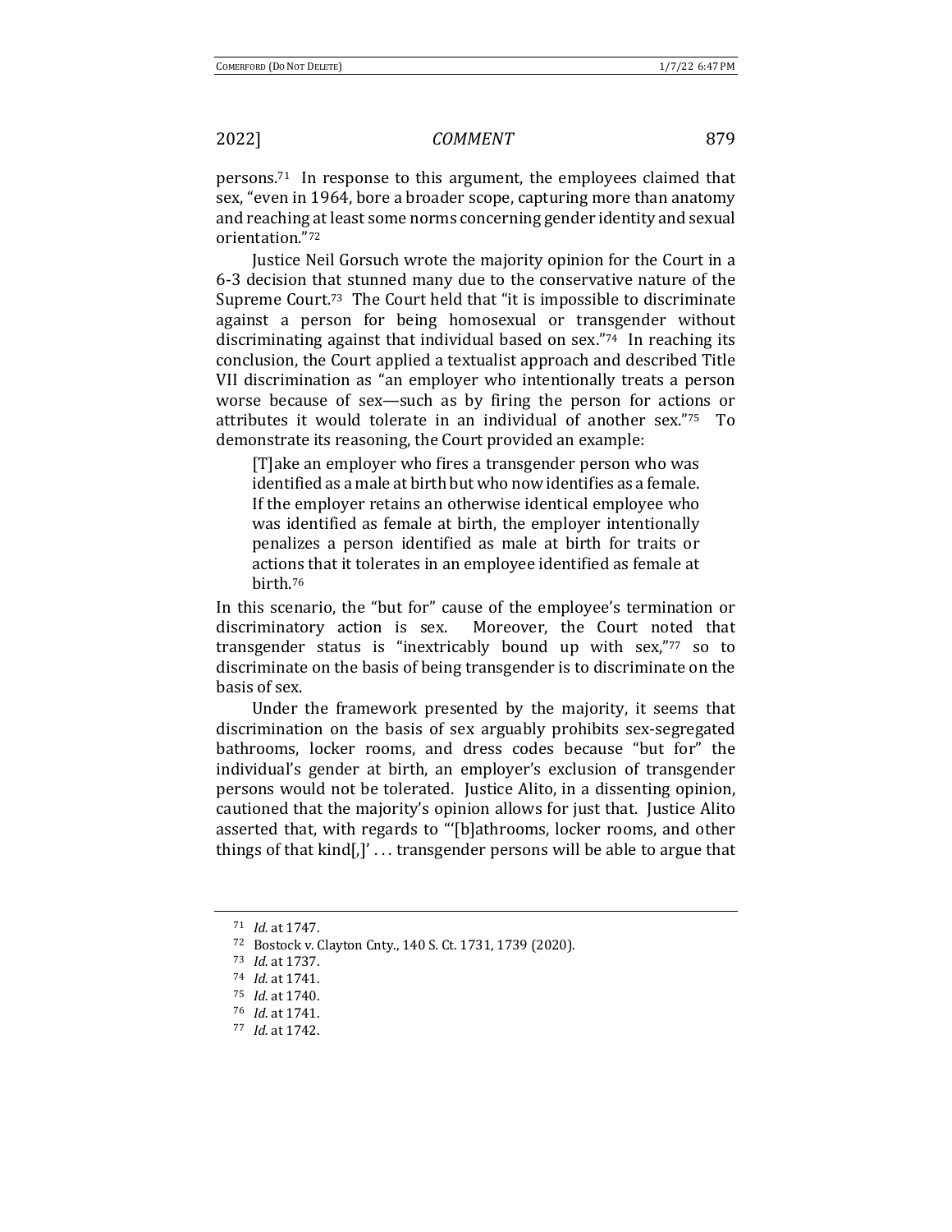persons.[71] In response to this argument, the employees claimed that sex, "even in 1964, bore a broader scope, capturing more than anatomy and reaching at least some norms concerning gender identity and sexual orientation."[72]

Justice Neil Gorsuch wrote the majority opinion for the Court in a 6-3 decision that stunned many due to the conservative nature of the Supreme Court.[73] The Court held that "it is impossible to discriminate against a person for being homosexual or transgender without discriminating against that individual based on sex."[74] In reaching its conclusion, the Court applied a textualist approach and described Title VII discrimination as "an employer who intentionally treats a person worse because of sex—such as by firing the person for actions or attributes it would tolerate in an individual of another sex."[75] To demonstrate its reasoning, the Court provided an example:

> [T]ake an employer who fires a transgender person who was identified as a male at birth but who now identifies as a female. If the employer retains an otherwise identical employee who was identified as female at birth, the employer intentionally penalizes a person identified as male at birth for traits or actions that it tolerates in an employee identified as female at birth.[76]

In this scenario, the "but for" cause of the employee's termination or discriminatory action is sex. Moreover, the Court noted that transgender status is "inextricably bound up with sex,"[77] so to discriminate on the basis of being transgender is to discriminate on the basis of sex.

Under the framework presented by the majority, it seems that discrimination on the basis of sex arguably prohibits sex-segregated bathrooms, locker rooms, and dress codes because "but for" the individual's gender at birth, an employer's exclusion of transgender persons would not be tolerated. Justice Alito, in a dissenting opinion, cautioned that the majority's opinion allows for just that. Justice Alito asserted that, with regards to "'[b]athrooms, locker rooms, and other things of that kind[,]' . . . transgender persons will be able to argue that

---

[71] *Id.* at 1747.

[72] Bostock v. Clayton Cnty., 140 S. Ct. 1731, 1739 (2020).

[73] *Id.* at 1737.

[74] *Id.* at 1741.

[75] *Id.* at 1740.

[76] *Id.* at 1741.

[77] *Id.* at 1742.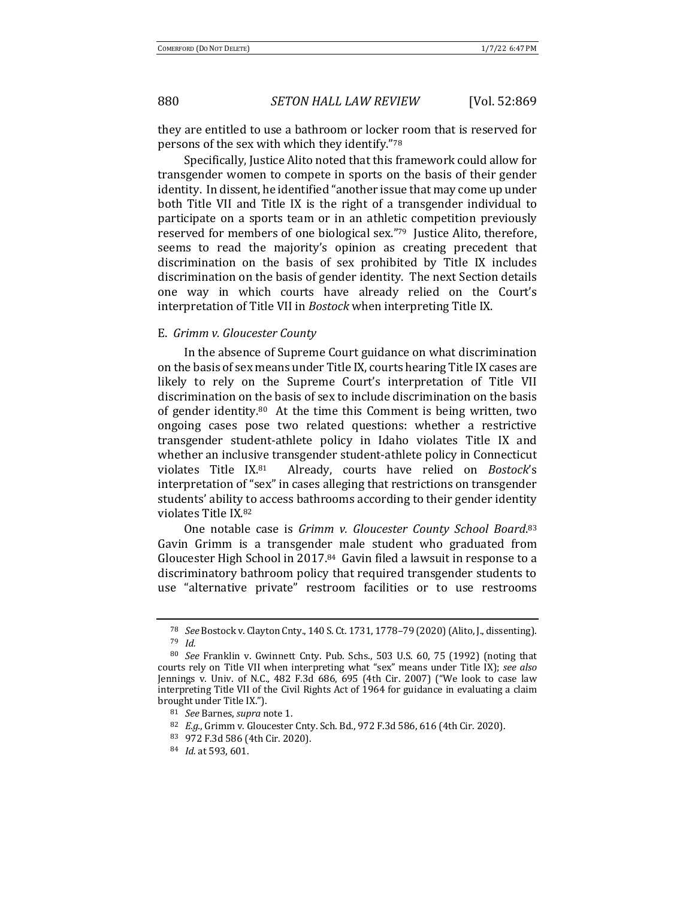they are entitled to use a bathroom or locker room that is reserved for persons of the sex with which they identify."[78]

Specifically, Justice Alito noted that this framework could allow for transgender women to compete in sports on the basis of their gender identity. In dissent, he identified "another issue that may come up under both Title VII and Title IX is the right of a transgender individual to participate on a sports team or in an athletic competition previously reserved for members of one biological sex."[79] Justice Alito, therefore, seems to read the majority's opinion as creating precedent that discrimination on the basis of sex prohibited by Title IX includes discrimination on the basis of gender identity. The next Section details one way in which courts have already relied on the Court's interpretation of Title VII in *Bostock* when interpreting Title IX.

### E. *Grimm v. Gloucester County*

In the absence of Supreme Court guidance on what discrimination on the basis of sex means under Title IX, courts hearing Title IX cases are likely to rely on the Supreme Court's interpretation of Title VII discrimination on the basis of sex to include discrimination on the basis of gender identity.[80] At the time this Comment is being written, two ongoing cases pose two related questions: whether a restrictive transgender student-athlete policy in Idaho violates Title IX and whether an inclusive transgender student-athlete policy in Connecticut violates Title IX.[81] Already, courts have relied on *Bostock*'s interpretation of "sex" in cases alleging that restrictions on transgender students' ability to access bathrooms according to their gender identity violates Title IX.[82]

One notable case is *Grimm v. Gloucester County School Board*.[83] Gavin Grimm is a transgender male student who graduated from Gloucester High School in 2017.[84] Gavin filed a lawsuit in response to a discriminatory bathroom policy that required transgender students to use "alternative private" restroom facilities or to use restrooms

---

[78] *See* Bostock v. Clayton Cnty., 140 S. Ct. 1731, 1778–79 (2020) (Alito, J., dissenting).

[79] *Id.*

[80] *See* Franklin v. Gwinnett Cnty. Pub. Schs., 503 U.S. 60, 75 (1992) (noting that courts rely on Title VII when interpreting what "sex" means under Title IX); *see also* Jennings v. Univ. of N.C., 482 F.3d 686, 695 (4th Cir. 2007) ("We look to case law interpreting Title VII of the Civil Rights Act of 1964 for guidance in evaluating a claim brought under Title IX.").

[81] *See* Barnes, *supra* note 1.

[82] *E.g.*, Grimm v. Gloucester Cnty. Sch. Bd., 972 F.3d 586, 616 (4th Cir. 2020).

[83] 972 F.3d 586 (4th Cir. 2020).

[84] *Id.* at 593, 601.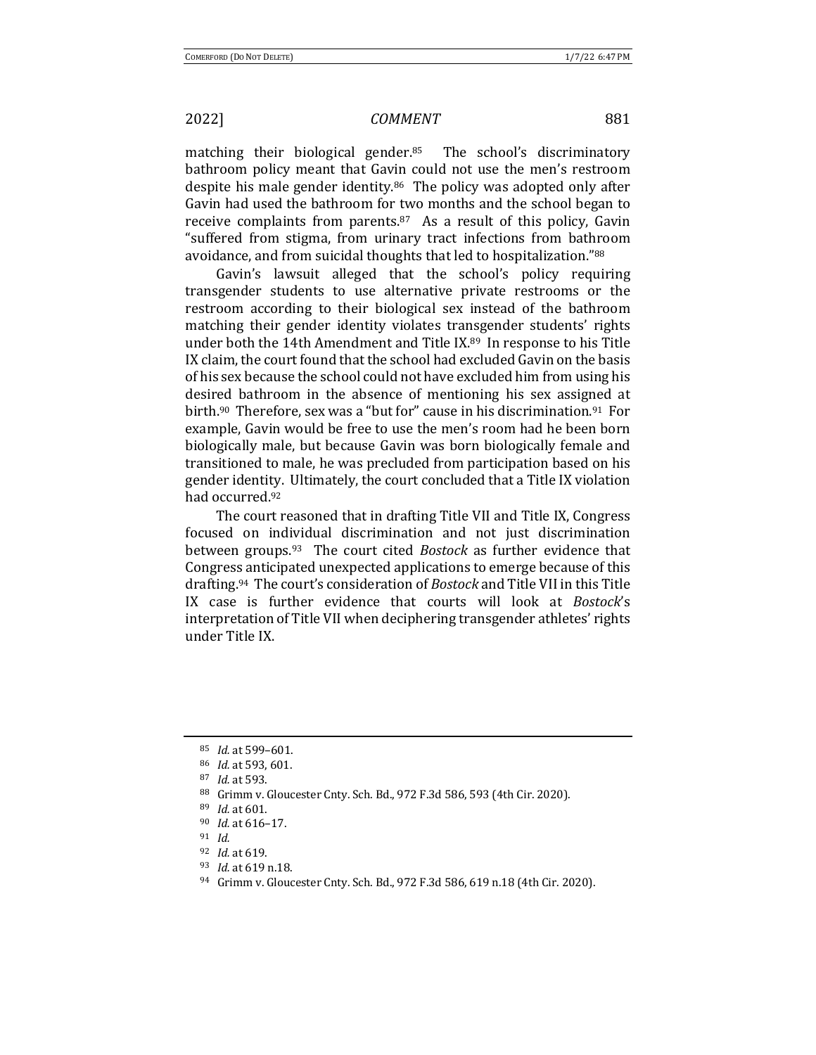matching their biological gender.[85] The school's discriminatory bathroom policy meant that Gavin could not use the men's restroom despite his male gender identity.[86] The policy was adopted only after Gavin had used the bathroom for two months and the school began to receive complaints from parents.[87] As a result of this policy, Gavin "suffered from stigma, from urinary tract infections from bathroom avoidance, and from suicidal thoughts that led to hospitalization."[88]

Gavin's lawsuit alleged that the school's policy requiring transgender students to use alternative private restrooms or the restroom according to their biological sex instead of the bathroom matching their gender identity violates transgender students' rights under both the 14th Amendment and Title IX.[89] In response to his Title IX claim, the court found that the school had excluded Gavin on the basis of his sex because the school could not have excluded him from using his desired bathroom in the absence of mentioning his sex assigned at birth.[90] Therefore, sex was a "but for" cause in his discrimination.[91] For example, Gavin would be free to use the men's room had he been born biologically male, but because Gavin was born biologically female and transitioned to male, he was precluded from participation based on his gender identity. Ultimately, the court concluded that a Title IX violation had occurred.[92]

The court reasoned that in drafting Title VII and Title IX, Congress focused on individual discrimination and not just discrimination between groups.[93] The court cited *Bostock* as further evidence that Congress anticipated unexpected applications to emerge because of this drafting.[94] The court's consideration of *Bostock* and Title VII in this Title IX case is further evidence that courts will look at *Bostock*'s interpretation of Title VII when deciphering transgender athletes' rights under Title IX.

---

[85] *Id.* at 599–601.

[86] *Id.* at 593, 601.

[87] *Id.* at 593.

[88] Grimm v. Gloucester Cnty. Sch. Bd., 972 F.3d 586, 593 (4th Cir. 2020).

[89] *Id.* at 601.

[90] *Id.* at 616–17.

[91] *Id.*

[92] *Id.* at 619.

[93] *Id.* at 619 n.18.

[94] Grimm v. Gloucester Cnty. Sch. Bd., 972 F.3d 586, 619 n.18 (4th Cir. 2020).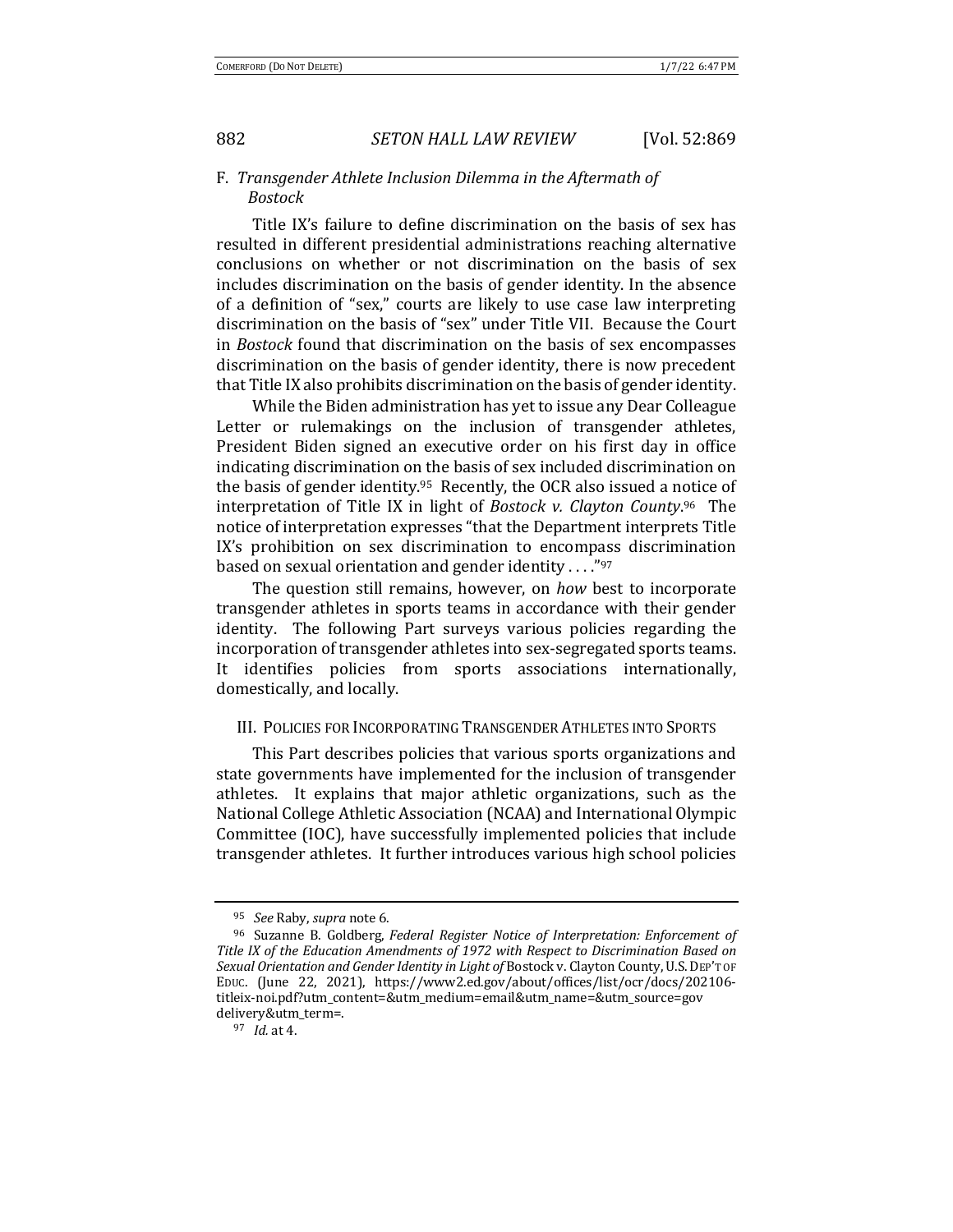### F. *Transgender Athlete Inclusion Dilemma in the Aftermath of Bostock*

Title IX's failure to define discrimination on the basis of sex has resulted in different presidential administrations reaching alternative conclusions on whether or not discrimination on the basis of sex includes discrimination on the basis of gender identity. In the absence of a definition of "sex," courts are likely to use case law interpreting discrimination on the basis of "sex" under Title VII. Because the Court in *Bostock* found that discrimination on the basis of sex encompasses discrimination on the basis of gender identity, there is now precedent that Title IX also prohibits discrimination on the basis of gender identity.

While the Biden administration has yet to issue any Dear Colleague Letter or rulemakings on the inclusion of transgender athletes, President Biden signed an executive order on his first day in office indicating discrimination on the basis of sex included discrimination on the basis of gender identity.[95] Recently, the OCR also issued a notice of interpretation of Title IX in light of *Bostock v. Clayton County*.[96] The notice of interpretation expresses "that the Department interprets Title IX's prohibition on sex discrimination to encompass discrimination based on sexual orientation and gender identity . . . ."[97]

The question still remains, however, on *how* best to incorporate transgender athletes in sports teams in accordance with their gender identity. The following Part surveys various policies regarding the incorporation of transgender athletes into sex-segregated sports teams. It identifies policies from sports associations internationally, domestically, and locally.

## III. Policies for Incorporating Transgender Athletes into Sports

This Part describes policies that various sports organizations and state governments have implemented for the inclusion of transgender athletes. It explains that major athletic organizations, such as the National College Athletic Association (NCAA) and International Olympic Committee (IOC), have successfully implemented policies that include transgender athletes. It further introduces various high school policies

---

[95] *See* Raby, *supra* note 6.

[96] Suzanne B. Goldberg, *Federal Register Notice of Interpretation: Enforcement of Title IX of the Education Amendments of 1972 with Respect to Discrimination Based on Sexual Orientation and Gender Identity in Light of* Bostock v. Clayton County, U.S. Dep't of Educ. (June 22, 2021), https://www2.ed.gov/about/offices/list/ocr/docs/202106-titleix-noi.pdf?utm_content=&utm_medium=email&utm_name=&utm_source=govdelivery&utm_term=.

[97] *Id.* at 4.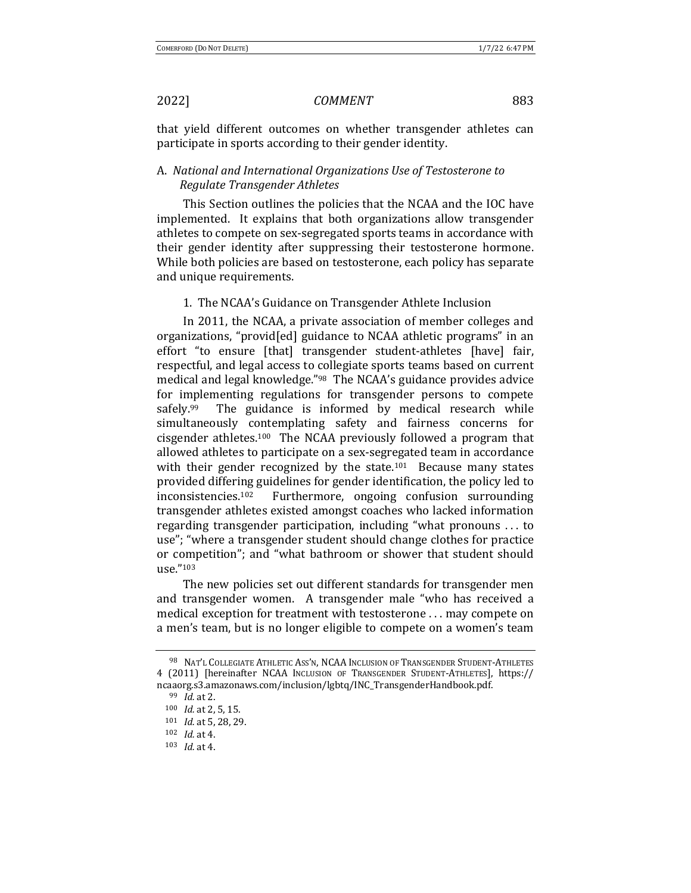that yield different outcomes on whether transgender athletes can participate in sports according to their gender identity.

### A. *National and International Organizations Use of Testosterone to Regulate Transgender Athletes*

This Section outlines the policies that the NCAA and the IOC have implemented. It explains that both organizations allow transgender athletes to compete on sex-segregated sports teams in accordance with their gender identity after suppressing their testosterone hormone. While both policies are based on testosterone, each policy has separate and unique requirements.

#### 1. The NCAA's Guidance on Transgender Athlete Inclusion

In 2011, the NCAA, a private association of member colleges and organizations, "provid[ed] guidance to NCAA athletic programs" in an effort "to ensure [that] transgender student-athletes [have] fair, respectful, and legal access to collegiate sports teams based on current medical and legal knowledge."[98] The NCAA's guidance provides advice for implementing regulations for transgender persons to compete safely.[99] The guidance is informed by medical research while simultaneously contemplating safety and fairness concerns for cisgender athletes.[100] The NCAA previously followed a program that allowed athletes to participate on a sex-segregated team in accordance with their gender recognized by the state.[101] Because many states provided differing guidelines for gender identification, the policy led to inconsistencies.[102] Furthermore, ongoing confusion surrounding transgender athletes existed amongst coaches who lacked information regarding transgender participation, including "what pronouns . . . to use"; "where a transgender student should change clothes for practice or competition"; and "what bathroom or shower that student should use."[103]

The new policies set out different standards for transgender men and transgender women. A transgender male "who has received a medical exception for treatment with testosterone . . . may compete on a men's team, but is no longer eligible to compete on a women's team

---

[98] NAT'L COLLEGIATE ATHLETIC ASS'N, NCAA INCLUSION OF TRANSGENDER STUDENT-ATHLETES 4 (2011) [hereinafter NCAA INCLUSION OF TRANSGENDER STUDENT-ATHLETES], https://ncaaorg.s3.amazonaws.com/inclusion/lgbtq/INC_TransgenderHandbook.pdf.

[99] *Id.* at 2.

[100] *Id.* at 2, 5, 15.

[101] *Id.* at 5, 28, 29.

[102] *Id.* at 4.

[103] *Id.* at 4.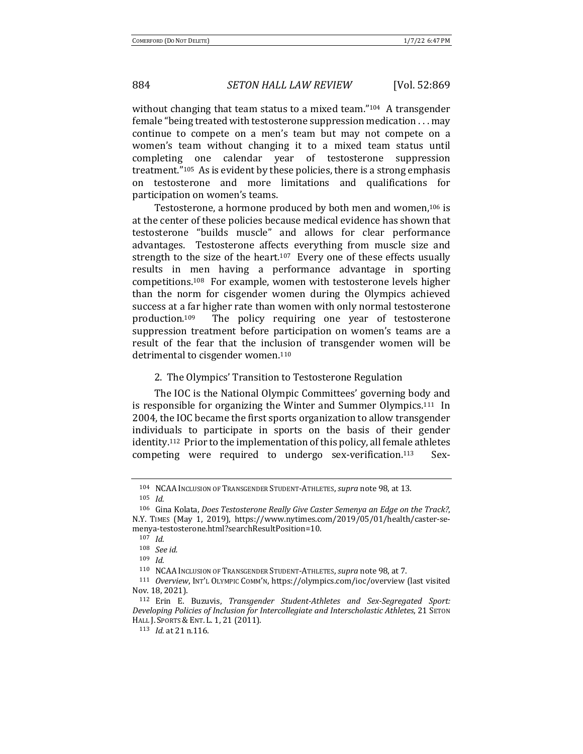without changing that team status to a mixed team."[104] A transgender female "being treated with testosterone suppression medication . . . may continue to compete on a men's team but may not compete on a women's team without changing it to a mixed team status until completing one calendar year of testosterone suppression treatment."[105] As is evident by these policies, there is a strong emphasis on testosterone and more limitations and qualifications for participation on women's teams.

Testosterone, a hormone produced by both men and women,[106] is at the center of these policies because medical evidence has shown that testosterone "builds muscle" and allows for clear performance advantages. Testosterone affects everything from muscle size and strength to the size of the heart.[107] Every one of these effects usually results in men having a performance advantage in sporting competitions.[108] For example, women with testosterone levels higher than the norm for cisgender women during the Olympics achieved success at a far higher rate than women with only normal testosterone production.[109] The policy requiring one year of testosterone suppression treatment before participation on women's teams are a result of the fear that the inclusion of transgender women will be detrimental to cisgender women.[110]

### 2. The Olympics' Transition to Testosterone Regulation

The IOC is the National Olympic Committees' governing body and is responsible for organizing the Winter and Summer Olympics.[111] In 2004, the IOC became the first sports organization to allow transgender individuals to participate in sports on the basis of their gender identity.[112] Prior to the implementation of this policy, all female athletes competing were required to undergo sex-verification.[113] Sex-

---

[104] NCAA INCLUSION OF TRANSGENDER STUDENT-ATHLETES, *supra* note 98, at 13.

[105] *Id.*

[106] Gina Kolata, *Does Testosterone Really Give Caster Semenya an Edge on the Track?*, N.Y. TIMES (May 1, 2019), https://www.nytimes.com/2019/05/01/health/caster-semenya-testosterone.html?searchResultPosition=10.

[107] *Id.*

[108] *See id.*

[109] *Id.*

[110] NCAA INCLUSION OF TRANSGENDER STUDENT-ATHLETES, *supra* note 98, at 7.

[111] *Overview*, INT'L OLYMPIC COMM'N, https://olympics.com/ioc/overview (last visited Nov. 18, 2021).

[112] Erin E. Buzuvis, *Transgender Student-Athletes and Sex-Segregated Sport: Developing Policies of Inclusion for Intercollegiate and Interscholastic Athletes*, 21 SETON HALL J. SPORTS & ENT. L. 1, 21 (2011).

[113] *Id.* at 21 n.116.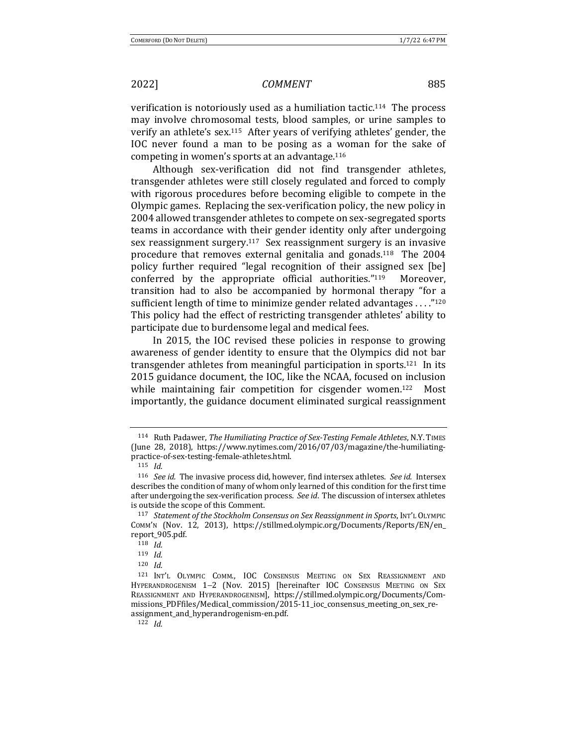verification is notoriously used as a humiliation tactic.[114] The process may involve chromosomal tests, blood samples, or urine samples to verify an athlete's sex.[115] After years of verifying athletes' gender, the IOC never found a man to be posing as a woman for the sake of competing in women's sports at an advantage.[116]

Although sex-verification did not find transgender athletes, transgender athletes were still closely regulated and forced to comply with rigorous procedures before becoming eligible to compete in the Olympic games. Replacing the sex-verification policy, the new policy in 2004 allowed transgender athletes to compete on sex-segregated sports teams in accordance with their gender identity only after undergoing sex reassignment surgery.[117] Sex reassignment surgery is an invasive procedure that removes external genitalia and gonads.[118] The 2004 policy further required "legal recognition of their assigned sex [be] conferred by the appropriate official authorities."[119] Moreover, transition had to also be accompanied by hormonal therapy "for a sufficient length of time to minimize gender related advantages . . . ."[120] This policy had the effect of restricting transgender athletes' ability to participate due to burdensome legal and medical fees.

In 2015, the IOC revised these policies in response to growing awareness of gender identity to ensure that the Olympics did not bar transgender athletes from meaningful participation in sports.[121] In its 2015 guidance document, the IOC, like the NCAA, focused on inclusion while maintaining fair competition for cisgender women.[122] Most importantly, the guidance document eliminated surgical reassignment

---

[114] Ruth Padawer, *The Humiliating Practice of Sex-Testing Female Athletes*, N.Y. TIMES (June 28, 2018), https://www.nytimes.com/2016/07/03/magazine/the-humiliating-practice-of-sex-testing-female-athletes.html.

[115] *Id.*

[116] *See id.* The invasive process did, however, find intersex athletes. *See id.* Intersex describes the condition of many of whom only learned of this condition for the first time after undergoing the sex-verification process. *See id*. The discussion of intersex athletes is outside the scope of this Comment.

[117] *Statement of the Stockholm Consensus on Sex Reassignment in Sports*, INT'L OLYMPIC COMM'N (Nov. 12, 2013), https://stillmed.olympic.org/Documents/Reports/EN/en_report_905.pdf.

[118] *Id.*

[119] *Id.*

[120] *Id.*

[121] INT'L OLYMPIC COMM., IOC CONSENSUS MEETING ON SEX REASSIGNMENT AND HYPERANDROGENISM 1–2 (Nov. 2015) [hereinafter IOC CONSENSUS MEETING ON SEX REASSIGNMENT AND HYPERANDROGENISM], https://stillmed.olympic.org/Documents/Commissions_PDFfiles/Medical_commission/2015-11_ioc_consensus_meeting_on_sex_re-assignment_and_hyperandrogenism-en.pdf.

[122] *Id.*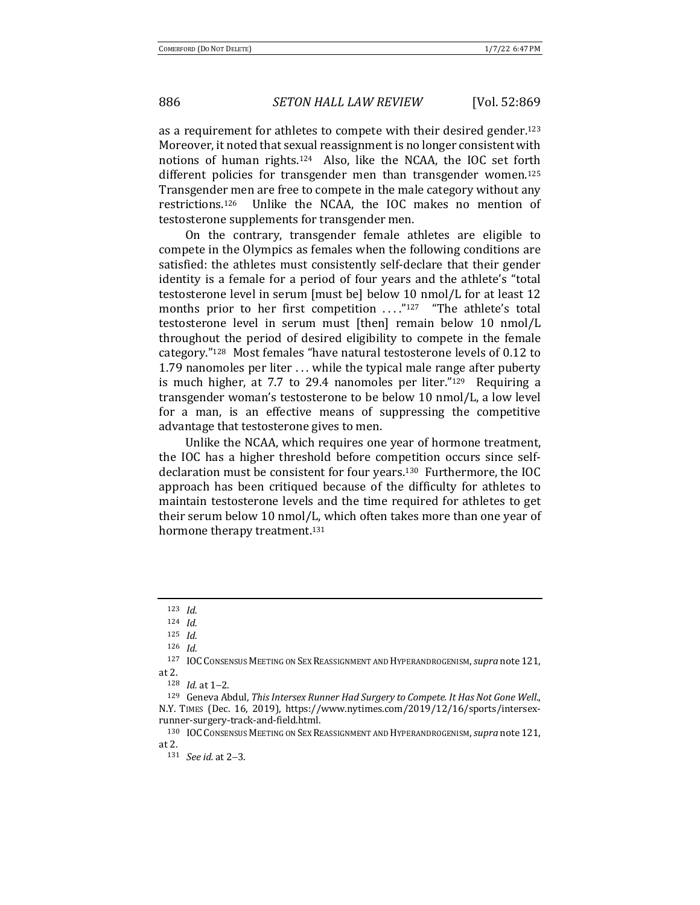as a requirement for athletes to compete with their desired gender.[123] Moreover, it noted that sexual reassignment is no longer consistent with notions of human rights.[124] Also, like the NCAA, the IOC set forth different policies for transgender men than transgender women.[125] Transgender men are free to compete in the male category without any restrictions.[126] Unlike the NCAA, the IOC makes no mention of testosterone supplements for transgender men.

On the contrary, transgender female athletes are eligible to compete in the Olympics as females when the following conditions are satisfied: the athletes must consistently self-declare that their gender identity is a female for a period of four years and the athlete's "total testosterone level in serum [must be] below 10 nmol/L for at least 12 months prior to her first competition . . . ."[127] "The athlete's total testosterone level in serum must [then] remain below 10 nmol/L throughout the period of desired eligibility to compete in the female category."[128] Most females "have natural testosterone levels of 0.12 to 1.79 nanomoles per liter . . . while the typical male range after puberty is much higher, at 7.7 to 29.4 nanomoles per liter."[129] Requiring a transgender woman's testosterone to be below 10 nmol/L, a low level for a man, is an effective means of suppressing the competitive advantage that testosterone gives to men.

Unlike the NCAA, which requires one year of hormone treatment, the IOC has a higher threshold before competition occurs since self-declaration must be consistent for four years.[130] Furthermore, the IOC approach has been critiqued because of the difficulty for athletes to maintain testosterone levels and the time required for athletes to get their serum below 10 nmol/L, which often takes more than one year of hormone therapy treatment.[131]

---

[123] *Id.*

[124] *Id.*

[125] *Id.*

[126] *Id.*

[127] IOC CONSENSUS MEETING ON SEX REASSIGNMENT AND HYPERANDROGENISM, *supra* note 121, at 2.

[128] *Id.* at 1–2.

[129] Geneva Abdul, *This Intersex Runner Had Surgery to Compete. It Has Not Gone Well.*, N.Y. TIMES (Dec. 16, 2019), https://www.nytimes.com/2019/12/16/sports/intersex-runner-surgery-track-and-field.html.

[130] IOC CONSENSUS MEETING ON SEX REASSIGNMENT AND HYPERANDROGENISM, *supra* note 121, at 2.

[131] *See id.* at 2–3.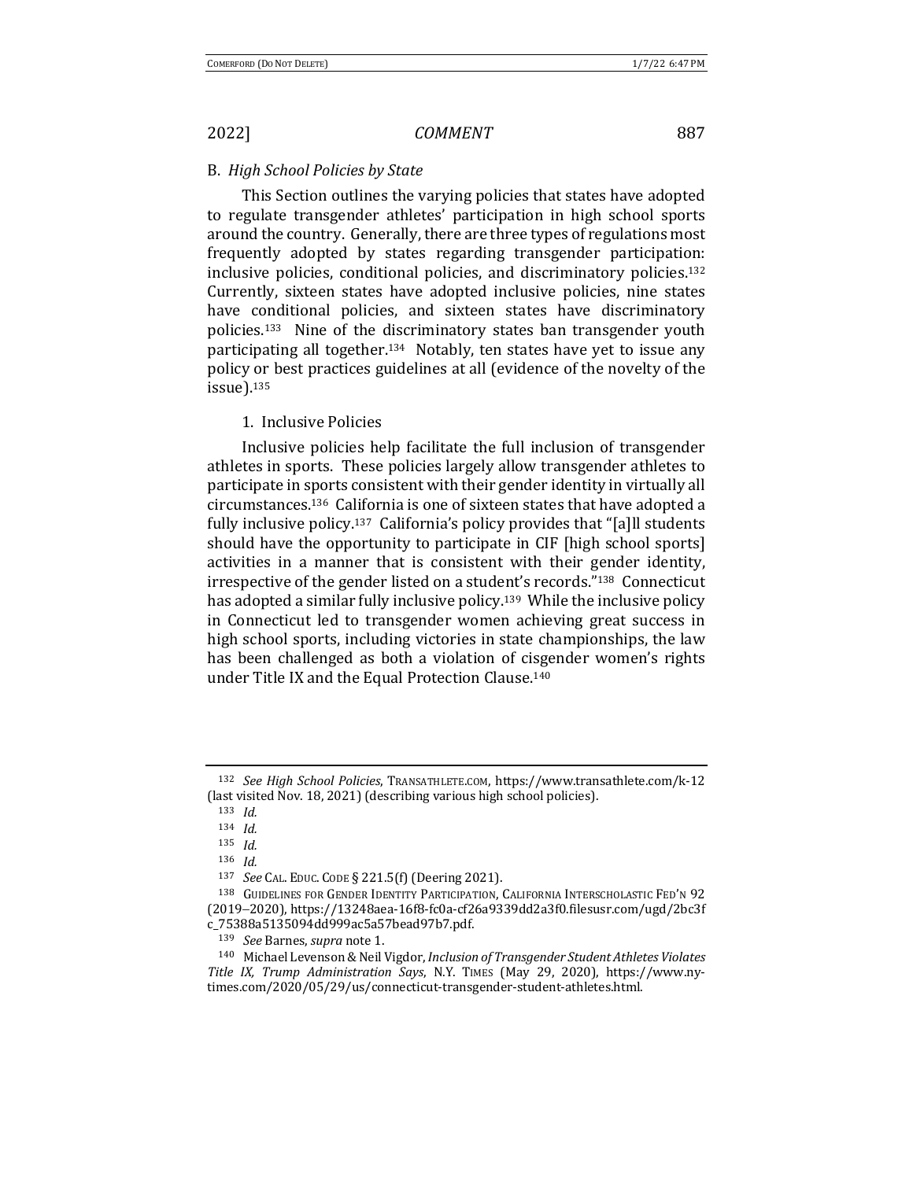### B. *High School Policies by State*

This Section outlines the varying policies that states have adopted to regulate transgender athletes' participation in high school sports around the country. Generally, there are three types of regulations most frequently adopted by states regarding transgender participation: inclusive policies, conditional policies, and discriminatory policies.[132] Currently, sixteen states have adopted inclusive policies, nine states have conditional policies, and sixteen states have discriminatory policies.[133] Nine of the discriminatory states ban transgender youth participating all together.[134] Notably, ten states have yet to issue any policy or best practices guidelines at all (evidence of the novelty of the issue).[135]

#### 1. Inclusive Policies

Inclusive policies help facilitate the full inclusion of transgender athletes in sports. These policies largely allow transgender athletes to participate in sports consistent with their gender identity in virtually all circumstances.[136] California is one of sixteen states that have adopted a fully inclusive policy.[137] California's policy provides that "[a]ll students should have the opportunity to participate in CIF [high school sports] activities in a manner that is consistent with their gender identity, irrespective of the gender listed on a student's records."[138] Connecticut has adopted a similar fully inclusive policy.[139] While the inclusive policy in Connecticut led to transgender women achieving great success in high school sports, including victories in state championships, the law has been challenged as both a violation of cisgender women's rights under Title IX and the Equal Protection Clause.[140]

---

[132] *See High School Policies*, TRANSATHLETE.COM, https://www.transathlete.com/k-12 (last visited Nov. 18, 2021) (describing various high school policies).

[133] *Id.*

[134] *Id.*

[135] *Id.*

[136] *Id.*

[137] *See* CAL. EDUC. CODE § 221.5(f) (Deering 2021).

[138] GUIDELINES FOR GENDER IDENTITY PARTICIPATION, CALIFORNIA INTERSCHOLASTIC FED'N 92 (2019–2020), https://13248aea-16f8-fc0a-cf26a9339dd2a3f0.filesusr.com/ugd/2bc3fc_75388a5135094dd999ac5a57bead97b7.pdf.

[139] *See* Barnes, *supra* note 1.

[140] Michael Levenson & Neil Vigdor, *Inclusion of Transgender Student Athletes Violates Title IX, Trump Administration Says*, N.Y. TIMES (May 29, 2020), https://www.nytimes.com/2020/05/29/us/connecticut-transgender-student-athletes.html.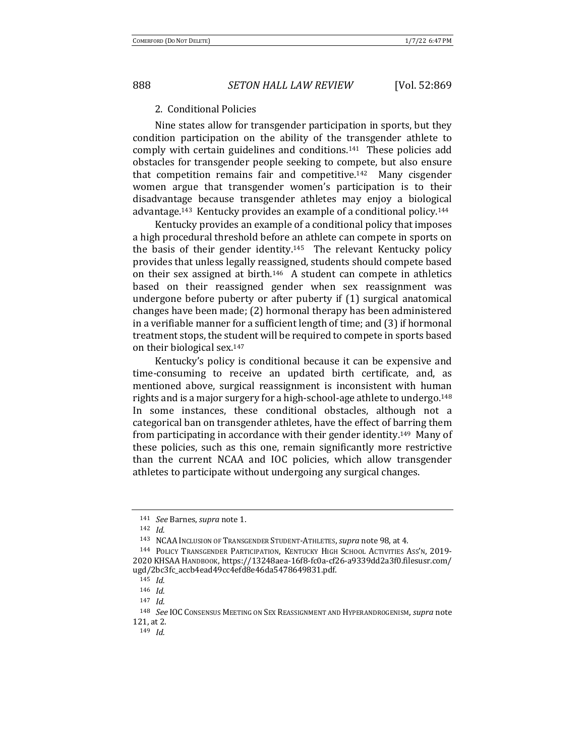### 2. Conditional Policies

Nine states allow for transgender participation in sports, but they condition participation on the ability of the transgender athlete to comply with certain guidelines and conditions.[141] These policies add obstacles for transgender people seeking to compete, but also ensure that competition remains fair and competitive.[142] Many cisgender women argue that transgender women's participation is to their disadvantage because transgender athletes may enjoy a biological advantage.[143] Kentucky provides an example of a conditional policy.[144]

Kentucky provides an example of a conditional policy that imposes a high procedural threshold before an athlete can compete in sports on the basis of their gender identity.[145] The relevant Kentucky policy provides that unless legally reassigned, students should compete based on their sex assigned at birth.[146] A student can compete in athletics based on their reassigned gender when sex reassignment was undergone before puberty or after puberty if (1) surgical anatomical changes have been made; (2) hormonal therapy has been administered in a verifiable manner for a sufficient length of time; and (3) if hormonal treatment stops, the student will be required to compete in sports based on their biological sex.[147]

Kentucky's policy is conditional because it can be expensive and time-consuming to receive an updated birth certificate, and, as mentioned above, surgical reassignment is inconsistent with human rights and is a major surgery for a high-school-age athlete to undergo.[148] In some instances, these conditional obstacles, although not a categorical ban on transgender athletes, have the effect of barring them from participating in accordance with their gender identity.[149] Many of these policies, such as this one, remain significantly more restrictive than the current NCAA and IOC policies, which allow transgender athletes to participate without undergoing any surgical changes.

---

[141] *See* Barnes, *supra* note 1.

[142] *Id.*

[143] NCAA Inclusion of Transgender Student-Athletes, *supra* note 98, at 4.

[144] Policy Transgender Participation, Kentucky High School Activities Ass'n, 2019-2020 KHSAA Handbook, https://13248aea-16f8-fc0a-cf26-a9339dd2a3f0.filesusr.com/ugd/2bc3fc_accb4ead49cc4efd8e46da5478649831.pdf.

[145] *Id.*

[146] *Id.*

[147] *Id.*

[148] *See* IOC Consensus Meeting on Sex Reassignment and Hyperandrogenism, *supra* note 121, at 2.

[149] *Id.*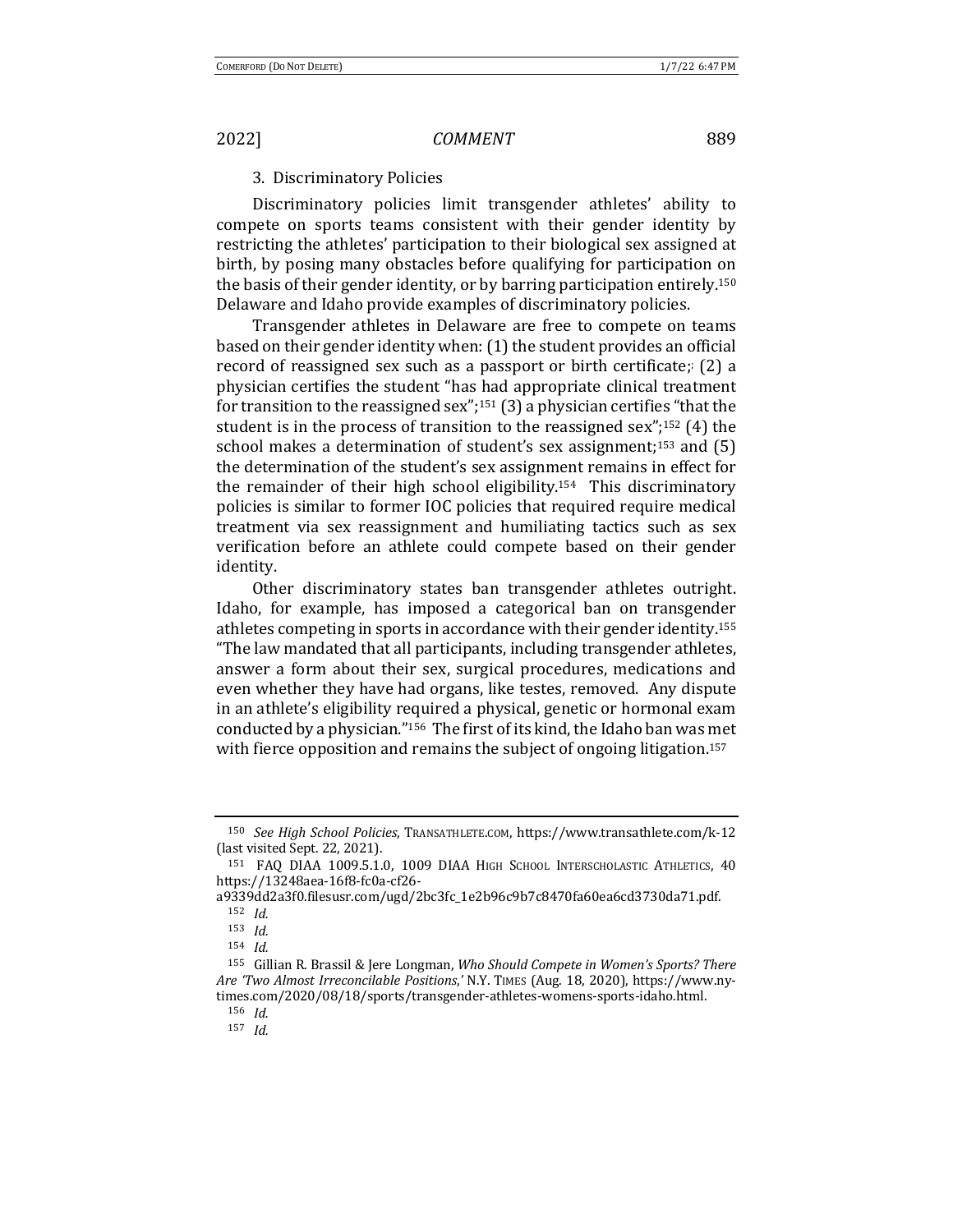### 3. Discriminatory Policies

Discriminatory policies limit transgender athletes' ability to compete on sports teams consistent with their gender identity by restricting the athletes' participation to their biological sex assigned at birth, by posing many obstacles before qualifying for participation on the basis of their gender identity, or by barring participation entirely.[150] Delaware and Idaho provide examples of discriminatory policies.

Transgender athletes in Delaware are free to compete on teams based on their gender identity when: (1) the student provides an official record of reassigned sex such as a passport or birth certificate;; (2) a physician certifies the student "has had appropriate clinical treatment for transition to the reassigned sex";[151] (3) a physician certifies "that the student is in the process of transition to the reassigned sex";[152] (4) the school makes a determination of student's sex assignment;[153] and (5) the determination of the student's sex assignment remains in effect for the remainder of their high school eligibility.[154] This discriminatory policies is similar to former IOC policies that required require medical treatment via sex reassignment and humiliating tactics such as sex verification before an athlete could compete based on their gender identity.

Other discriminatory states ban transgender athletes outright. Idaho, for example, has imposed a categorical ban on transgender athletes competing in sports in accordance with their gender identity.[155] "The law mandated that all participants, including transgender athletes, answer a form about their sex, surgical procedures, medications and even whether they have had organs, like testes, removed. Any dispute in an athlete's eligibility required a physical, genetic or hormonal exam conducted by a physician."[156] The first of its kind, the Idaho ban was met with fierce opposition and remains the subject of ongoing litigation.[157]

---

[150] *See High School Policies*, TRANSATHLETE.COM, https://www.transathlete.com/k-12 (last visited Sept. 22, 2021).

[151] FAQ DIAA 1009.5.1.0, 1009 DIAA HIGH SCHOOL INTERSCHOLASTIC ATHLETICS, 40 https://13248aea-16f8-fc0a-cf26-a9339dd2a3f0.filesusr.com/ugd/2bc3fc_1e2b96c9b7c8470fa60ea6cd3730da71.pdf.

[152] *Id.*

[153] *Id.*

[154] *Id.*

[155] Gillian R. Brassil & Jere Longman, *Who Should Compete in Women's Sports? There Are 'Two Almost Irreconcilable Positions*,*'* N.Y. TIMES (Aug. 18, 2020), https://www.nytimes.com/2020/08/18/sports/transgender-athletes-womens-sports-idaho.html.

[156] *Id.*

[157] *Id.*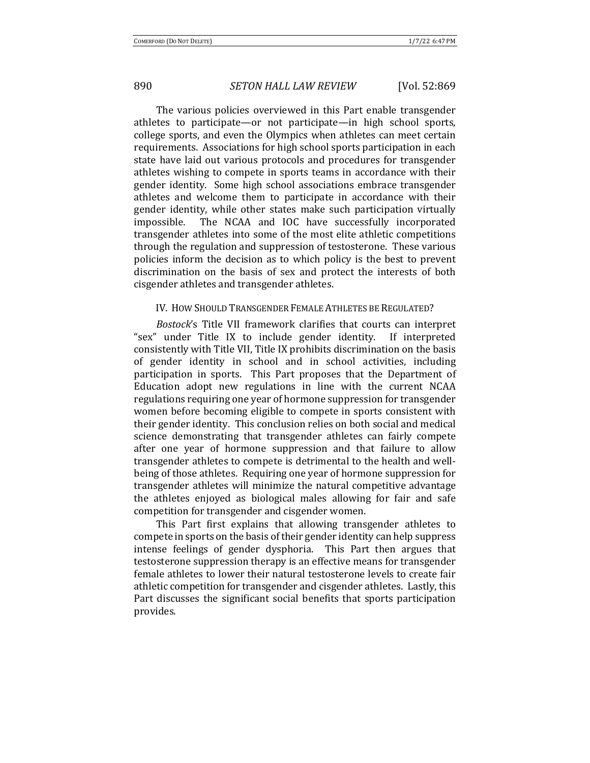The various policies overviewed in this Part enable transgender athletes to participate—or not participate—in high school sports, college sports, and even the Olympics when athletes can meet certain requirements. Associations for high school sports participation in each state have laid out various protocols and procedures for transgender athletes wishing to compete in sports teams in accordance with their gender identity. Some high school associations embrace transgender athletes and welcome them to participate in accordance with their gender identity, while other states make such participation virtually impossible. The NCAA and IOC have successfully incorporated transgender athletes into some of the most elite athletic competitions through the regulation and suppression of testosterone. These various policies inform the decision as to which policy is the best to prevent discrimination on the basis of sex and protect the interests of both cisgender athletes and transgender athletes.

## IV. How Should Transgender Female Athletes be Regulated?

*Bostock*'s Title VII framework clarifies that courts can interpret "sex" under Title IX to include gender identity. If interpreted consistently with Title VII, Title IX prohibits discrimination on the basis of gender identity in school and in school activities, including participation in sports. This Part proposes that the Department of Education adopt new regulations in line with the current NCAA regulations requiring one year of hormone suppression for transgender women before becoming eligible to compete in sports consistent with their gender identity. This conclusion relies on both social and medical science demonstrating that transgender athletes can fairly compete after one year of hormone suppression and that failure to allow transgender athletes to compete is detrimental to the health and well-being of those athletes. Requiring one year of hormone suppression for transgender athletes will minimize the natural competitive advantage the athletes enjoyed as biological males allowing for fair and safe competition for transgender and cisgender women.

This Part first explains that allowing transgender athletes to compete in sports on the basis of their gender identity can help suppress intense feelings of gender dysphoria. This Part then argues that testosterone suppression therapy is an effective means for transgender female athletes to lower their natural testosterone levels to create fair athletic competition for transgender and cisgender athletes. Lastly, this Part discusses the significant social benefits that sports participation provides.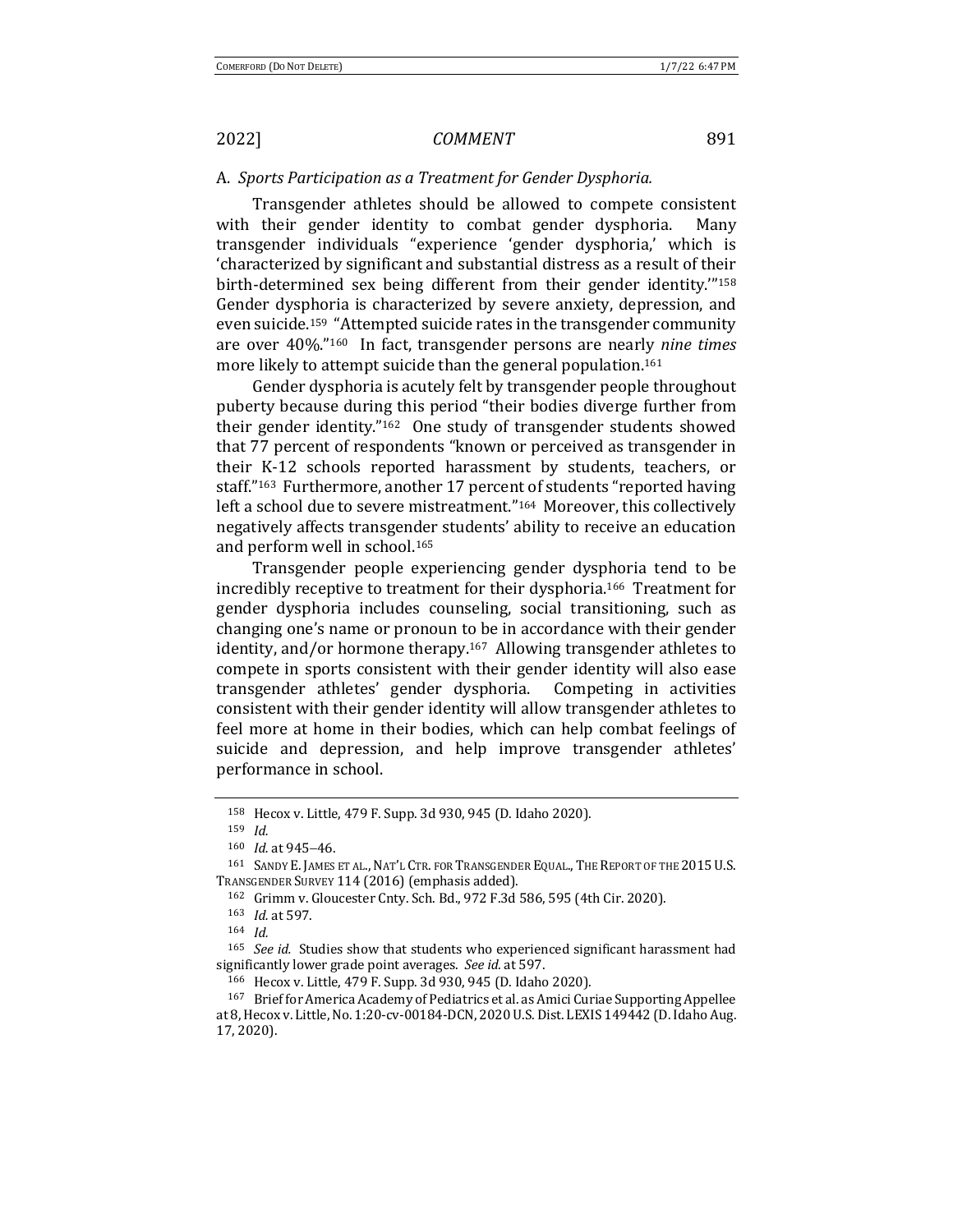### A. *Sports Participation as a Treatment for Gender Dysphoria.*

Transgender athletes should be allowed to compete consistent with their gender identity to combat gender dysphoria. Many transgender individuals "experience 'gender dysphoria,' which is 'characterized by significant and substantial distress as a result of their birth-determined sex being different from their gender identity.'"[158] Gender dysphoria is characterized by severe anxiety, depression, and even suicide.[159] "Attempted suicide rates in the transgender community are over 40%."[160] In fact, transgender persons are nearly *nine times* more likely to attempt suicide than the general population.[161]

Gender dysphoria is acutely felt by transgender people throughout puberty because during this period "their bodies diverge further from their gender identity."[162] One study of transgender students showed that 77 percent of respondents "known or perceived as transgender in their K-12 schools reported harassment by students, teachers, or staff."[163] Furthermore, another 17 percent of students "reported having left a school due to severe mistreatment."[164] Moreover, this collectively negatively affects transgender students' ability to receive an education and perform well in school.[165]

Transgender people experiencing gender dysphoria tend to be incredibly receptive to treatment for their dysphoria.[166] Treatment for gender dysphoria includes counseling, social transitioning, such as changing one's name or pronoun to be in accordance with their gender identity, and/or hormone therapy.[167] Allowing transgender athletes to compete in sports consistent with their gender identity will also ease transgender athletes' gender dysphoria. Competing in activities consistent with their gender identity will allow transgender athletes to feel more at home in their bodies, which can help combat feelings of suicide and depression, and help improve transgender athletes' performance in school.

---

[158] Hecox v. Little, 479 F. Supp. 3d 930, 945 (D. Idaho 2020).

[159] *Id.*

[160] *Id.* at 945–46.

[161] SANDY E. JAMES ET AL., NAT'L CTR. FOR TRANSGENDER EQUAL., THE REPORT OF THE 2015 U.S. TRANSGENDER SURVEY 114 (2016) (emphasis added).

[162] Grimm v. Gloucester Cnty. Sch. Bd., 972 F.3d 586, 595 (4th Cir. 2020).

[163] *Id.* at 597.

[164] *Id.*

[165] *See id.* Studies show that students who experienced significant harassment had significantly lower grade point averages. *See id.* at 597.

[166] Hecox v. Little, 479 F. Supp. 3d 930, 945 (D. Idaho 2020).

[167] Brief for America Academy of Pediatrics et al. as Amici Curiae Supporting Appellee at 8, Hecox v. Little, No. 1:20-cv-00184-DCN, 2020 U.S. Dist. LEXIS 149442 (D. Idaho Aug. 17, 2020).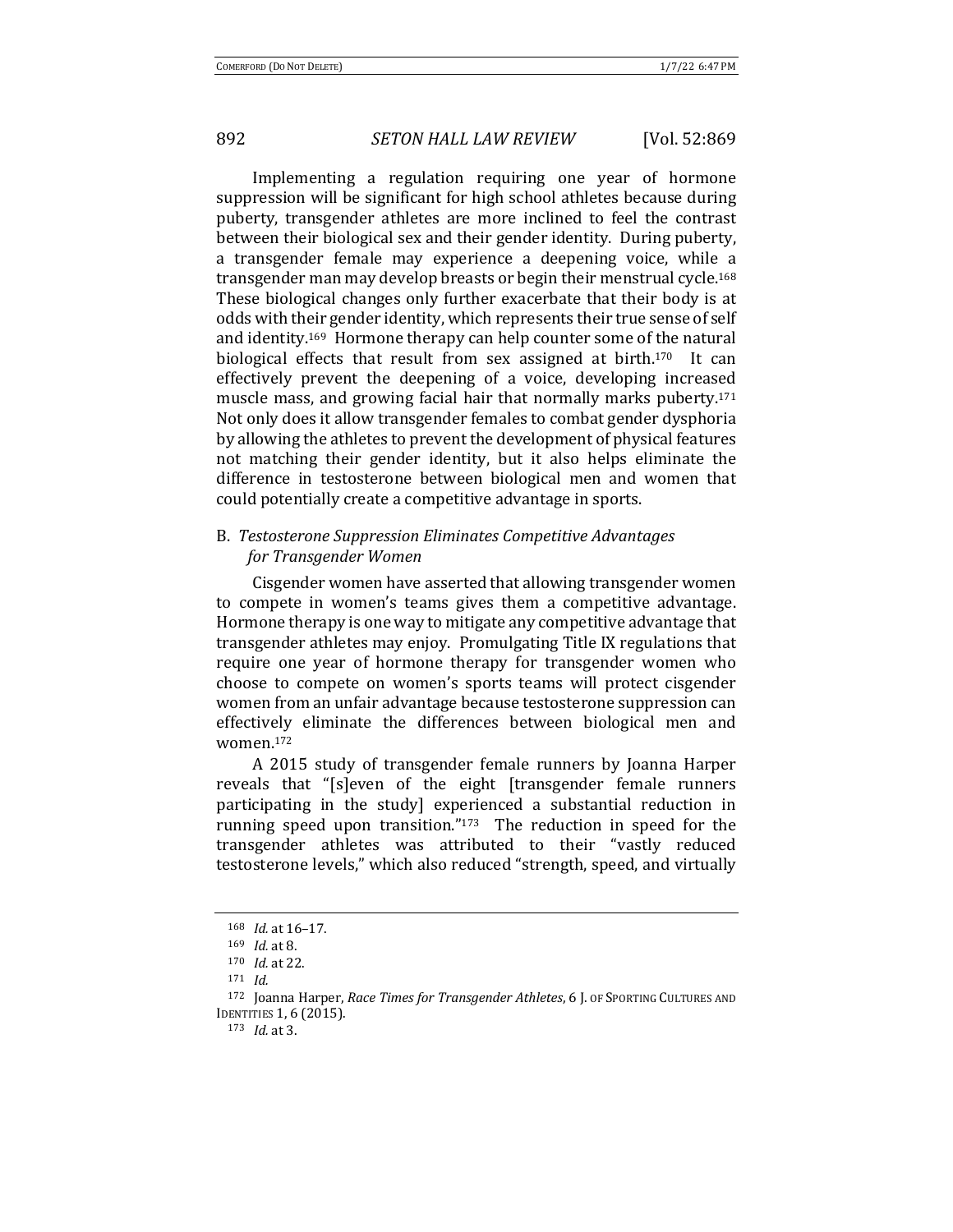Implementing a regulation requiring one year of hormone suppression will be significant for high school athletes because during puberty, transgender athletes are more inclined to feel the contrast between their biological sex and their gender identity. During puberty, a transgender female may experience a deepening voice, while a transgender man may develop breasts or begin their menstrual cycle.[168] These biological changes only further exacerbate that their body is at odds with their gender identity, which represents their true sense of self and identity.[169] Hormone therapy can help counter some of the natural biological effects that result from sex assigned at birth.[170] It can effectively prevent the deepening of a voice, developing increased muscle mass, and growing facial hair that normally marks puberty.[171] Not only does it allow transgender females to combat gender dysphoria by allowing the athletes to prevent the development of physical features not matching their gender identity, but it also helps eliminate the difference in testosterone between biological men and women that could potentially create a competitive advantage in sports.

## B. *Testosterone Suppression Eliminates Competitive Advantages for Transgender Women*

Cisgender women have asserted that allowing transgender women to compete in women's teams gives them a competitive advantage. Hormone therapy is one way to mitigate any competitive advantage that transgender athletes may enjoy. Promulgating Title IX regulations that require one year of hormone therapy for transgender women who choose to compete on women's sports teams will protect cisgender women from an unfair advantage because testosterone suppression can effectively eliminate the differences between biological men and women.[172]

A 2015 study of transgender female runners by Joanna Harper reveals that "[s]even of the eight [transgender female runners participating in the study] experienced a substantial reduction in running speed upon transition."[173] The reduction in speed for the transgender athletes was attributed to their "vastly reduced testosterone levels," which also reduced "strength, speed, and virtually

---

[168] *Id.* at 16–17.

[169] *Id.* at 8.

[170] *Id.* at 22.

[171] *Id.*

[172] Joanna Harper, *Race Times for Transgender Athletes*, 6 J. OF SPORTING CULTURES AND IDENTITIES 1, 6 (2015).

[173] *Id.* at 3.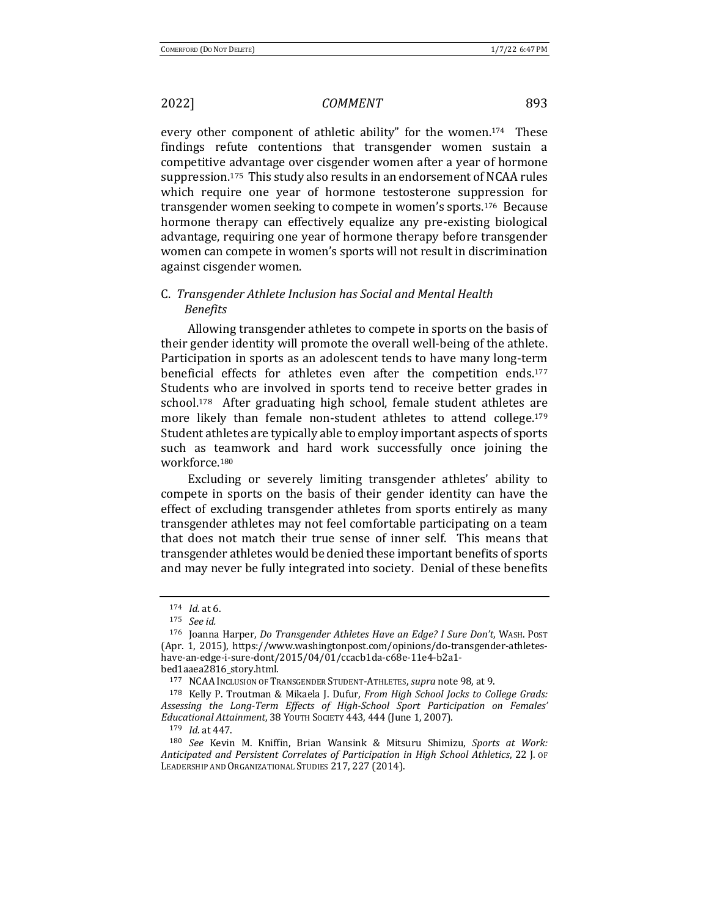every other component of athletic ability" for the women.[174] These findings refute contentions that transgender women sustain a competitive advantage over cisgender women after a year of hormone suppression.[175] This study also results in an endorsement of NCAA rules which require one year of hormone testosterone suppression for transgender women seeking to compete in women's sports.[176] Because hormone therapy can effectively equalize any pre-existing biological advantage, requiring one year of hormone therapy before transgender women can compete in women's sports will not result in discrimination against cisgender women.

### C. *Transgender Athlete Inclusion has Social and Mental Health Benefits*

Allowing transgender athletes to compete in sports on the basis of their gender identity will promote the overall well-being of the athlete. Participation in sports as an adolescent tends to have many long-term beneficial effects for athletes even after the competition ends.[177] Students who are involved in sports tend to receive better grades in school.[178] After graduating high school, female student athletes are more likely than female non-student athletes to attend college.[179] Student athletes are typically able to employ important aspects of sports such as teamwork and hard work successfully once joining the workforce.[180]

Excluding or severely limiting transgender athletes' ability to compete in sports on the basis of their gender identity can have the effect of excluding transgender athletes from sports entirely as many transgender athletes may not feel comfortable participating on a team that does not match their true sense of inner self. This means that transgender athletes would be denied these important benefits of sports and may never be fully integrated into society. Denial of these benefits

---

[174] *Id.* at 6.

[175] *See id.*

[176] Joanna Harper, *Do Transgender Athletes Have an Edge? I Sure Don't*, WASH. POST (Apr. 1, 2015), https://www.washingtonpost.com/opinions/do-transgender-athletes-have-an-edge-i-sure-dont/2015/04/01/ccacb1da-c68e-11e4-b2a1-bed1aaea2816_story.html.

[177] NCAA INCLUSION OF TRANSGENDER STUDENT-ATHLETES, *supra* note 98, at 9.

[178] Kelly P. Troutman & Mikaela J. Dufur, *From High School Jocks to College Grads: Assessing the Long-Term Effects of High-School Sport Participation on Females' Educational Attainment*, 38 YOUTH SOCIETY 443, 444 (June 1, 2007).

[179] *Id.* at 447.

[180] *See* Kevin M. Kniffin, Brian Wansink & Mitsuru Shimizu, *Sports at Work: Anticipated and Persistent Correlates of Participation in High School Athletics*, 22 J. OF LEADERSHIP AND ORGANIZATIONAL STUDIES 217, 227 (2014).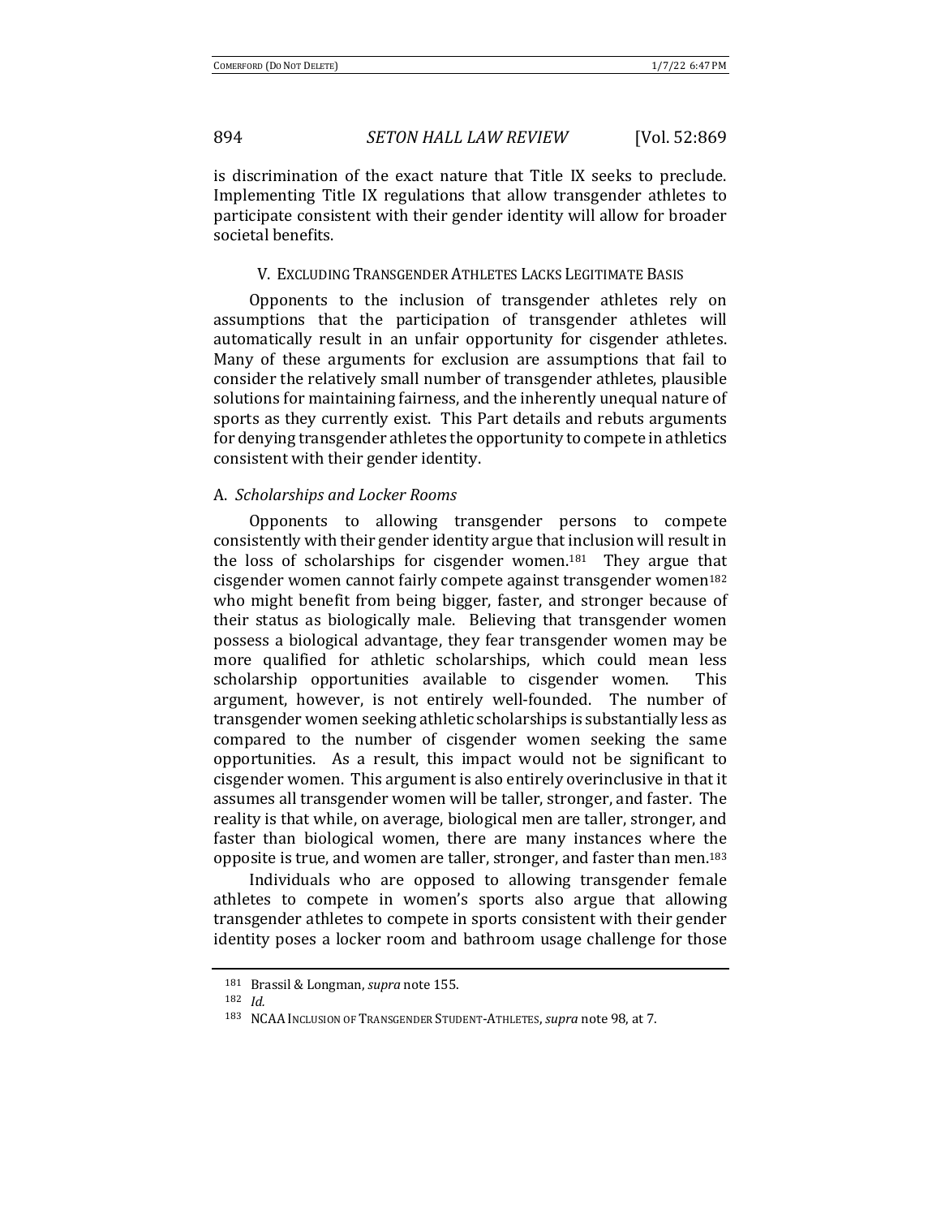is discrimination of the exact nature that Title IX seeks to preclude. Implementing Title IX regulations that allow transgender athletes to participate consistent with their gender identity will allow for broader societal benefits.

## V. Excluding Transgender Athletes Lacks Legitimate Basis

Opponents to the inclusion of transgender athletes rely on assumptions that the participation of transgender athletes will automatically result in an unfair opportunity for cisgender athletes. Many of these arguments for exclusion are assumptions that fail to consider the relatively small number of transgender athletes, plausible solutions for maintaining fairness, and the inherently unequal nature of sports as they currently exist. This Part details and rebuts arguments for denying transgender athletes the opportunity to compete in athletics consistent with their gender identity.

### A. *Scholarships and Locker Rooms*

Opponents to allowing transgender persons to compete consistently with their gender identity argue that inclusion will result in the loss of scholarships for cisgender women.[181] They argue that cisgender women cannot fairly compete against transgender women[182] who might benefit from being bigger, faster, and stronger because of their status as biologically male. Believing that transgender women possess a biological advantage, they fear transgender women may be more qualified for athletic scholarships, which could mean less scholarship opportunities available to cisgender women. This argument, however, is not entirely well-founded. The number of transgender women seeking athletic scholarships is substantially less as compared to the number of cisgender women seeking the same opportunities. As a result, this impact would not be significant to cisgender women. This argument is also entirely overinclusive in that it assumes all transgender women will be taller, stronger, and faster. The reality is that while, on average, biological men are taller, stronger, and faster than biological women, there are many instances where the opposite is true, and women are taller, stronger, and faster than men.[183]

Individuals who are opposed to allowing transgender female athletes to compete in women's sports also argue that allowing transgender athletes to compete in sports consistent with their gender identity poses a locker room and bathroom usage challenge for those

---

[181] Brassil & Longman, *supra* note 155.

[182] *Id.*

[183] NCAA Inclusion of Transgender Student-Athletes, *supra* note 98, at 7.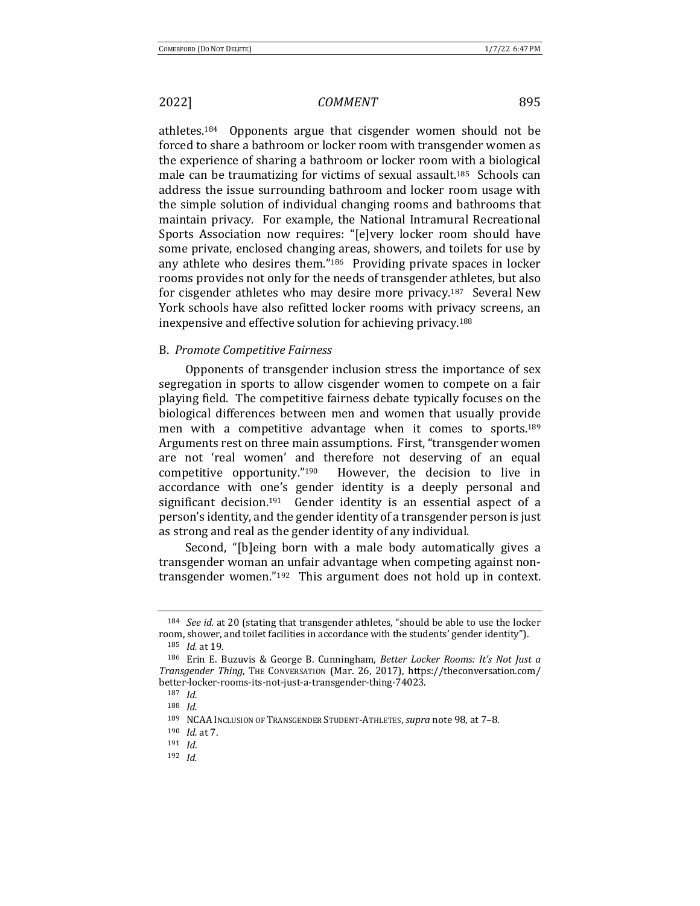athletes.[184] Opponents argue that cisgender women should not be forced to share a bathroom or locker room with transgender women as the experience of sharing a bathroom or locker room with a biological male can be traumatizing for victims of sexual assault.[185] Schools can address the issue surrounding bathroom and locker room usage with the simple solution of individual changing rooms and bathrooms that maintain privacy. For example, the National Intramural Recreational Sports Association now requires: "[e]very locker room should have some private, enclosed changing areas, showers, and toilets for use by any athlete who desires them."[186] Providing private spaces in locker rooms provides not only for the needs of transgender athletes, but also for cisgender athletes who may desire more privacy.[187] Several New York schools have also refitted locker rooms with privacy screens, an inexpensive and effective solution for achieving privacy.[188]

### B. *Promote Competitive Fairness*

Opponents of transgender inclusion stress the importance of sex segregation in sports to allow cisgender women to compete on a fair playing field. The competitive fairness debate typically focuses on the biological differences between men and women that usually provide men with a competitive advantage when it comes to sports.[189] Arguments rest on three main assumptions. First, "transgender women are not 'real women' and therefore not deserving of an equal competitive opportunity."[190] However, the decision to live in accordance with one's gender identity is a deeply personal and significant decision.[191] Gender identity is an essential aspect of a person's identity, and the gender identity of a transgender person is just as strong and real as the gender identity of any individual.

Second, "[b]eing born with a male body automatically gives a transgender woman an unfair advantage when competing against non-transgender women."[192] This argument does not hold up in context.

---

[184] *See id.* at 20 (stating that transgender athletes, "should be able to use the locker room, shower, and toilet facilities in accordance with the students' gender identity").

[185] *Id.* at 19.

[186] Erin E. Buzuvis & George B. Cunningham, *Better Locker Rooms: It's Not Just a Transgender Thing*, THE CONVERSATION (Mar. 26, 2017), https://theconversation.com/better-locker-rooms-its-not-just-a-transgender-thing-74023.

[187] *Id.*

[188] *Id.*

[189] NCAA INCLUSION OF TRANSGENDER STUDENT-ATHLETES, *supra* note 98, at 7–8.

[190] *Id.* at 7.

[191] *Id.*

[192] *Id.*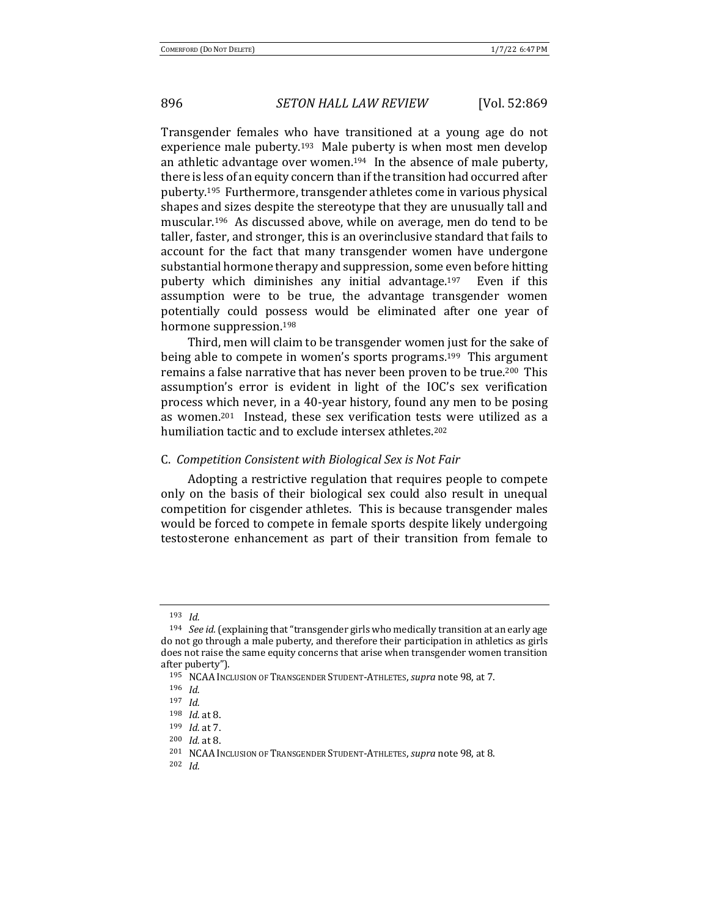Transgender females who have transitioned at a young age do not experience male puberty.[193] Male puberty is when most men develop an athletic advantage over women.[194] In the absence of male puberty, there is less of an equity concern than if the transition had occurred after puberty.[195] Furthermore, transgender athletes come in various physical shapes and sizes despite the stereotype that they are unusually tall and muscular.[196] As discussed above, while on average, men do tend to be taller, faster, and stronger, this is an overinclusive standard that fails to account for the fact that many transgender women have undergone substantial hormone therapy and suppression, some even before hitting puberty which diminishes any initial advantage.[197] Even if this assumption were to be true, the advantage transgender women potentially could possess would be eliminated after one year of hormone suppression.[198]

Third, men will claim to be transgender women just for the sake of being able to compete in women's sports programs.[199] This argument remains a false narrative that has never been proven to be true.[200] This assumption's error is evident in light of the IOC's sex verification process which never, in a 40-year history, found any men to be posing as women.[201] Instead, these sex verification tests were utilized as a humiliation tactic and to exclude intersex athletes.[202]

### C. *Competition Consistent with Biological Sex is Not Fair*

Adopting a restrictive regulation that requires people to compete only on the basis of their biological sex could also result in unequal competition for cisgender athletes. This is because transgender males would be forced to compete in female sports despite likely undergoing testosterone enhancement as part of their transition from female to

---

[193] *Id.*

[194] *See id.* (explaining that "transgender girls who medically transition at an early age do not go through a male puberty, and therefore their participation in athletics as girls does not raise the same equity concerns that arise when transgender women transition after puberty").

[195] NCAA INCLUSION OF TRANSGENDER STUDENT-ATHLETES, *supra* note 98, at 7.

[196] *Id.*

[197] *Id.*

[198] *Id.* at 8.

[199] *Id.* at 7.

[200] *Id.* at 8.

[201] NCAA INCLUSION OF TRANSGENDER STUDENT-ATHLETES, *supra* note 98, at 8.

[202] *Id.*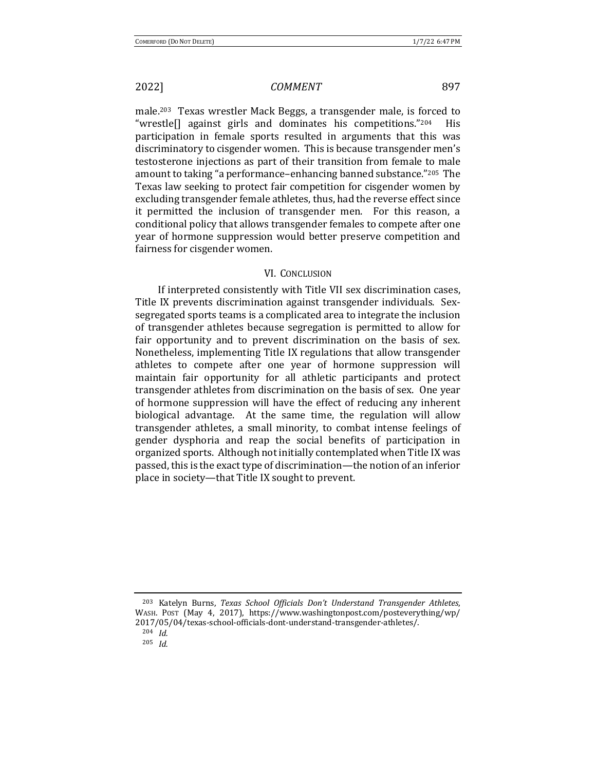male.[203] Texas wrestler Mack Beggs, a transgender male, is forced to "wrestle[] against girls and dominates his competitions."[204] His participation in female sports resulted in arguments that this was discriminatory to cisgender women. This is because transgender men's testosterone injections as part of their transition from female to male amount to taking "a performance–enhancing banned substance."[205] The Texas law seeking to protect fair competition for cisgender women by excluding transgender female athletes, thus, had the reverse effect since it permitted the inclusion of transgender men. For this reason, a conditional policy that allows transgender females to compete after one year of hormone suppression would better preserve competition and fairness for cisgender women.

## VI. Conclusion

If interpreted consistently with Title VII sex discrimination cases, Title IX prevents discrimination against transgender individuals. Sex-segregated sports teams is a complicated area to integrate the inclusion of transgender athletes because segregation is permitted to allow for fair opportunity and to prevent discrimination on the basis of sex. Nonetheless, implementing Title IX regulations that allow transgender athletes to compete after one year of hormone suppression will maintain fair opportunity for all athletic participants and protect transgender athletes from discrimination on the basis of sex. One year of hormone suppression will have the effect of reducing any inherent biological advantage. At the same time, the regulation will allow transgender athletes, a small minority, to combat intense feelings of gender dysphoria and reap the social benefits of participation in organized sports. Although not initially contemplated when Title IX was passed, this is the exact type of discrimination—the notion of an inferior place in society—that Title IX sought to prevent.

---

[203] Katelyn Burns, *Texas School Officials Don't Understand Transgender Athletes*, Wash. Post (May 4, 2017), https://www.washingtonpost.com/posteverything/wp/2017/05/04/texas-school-officials-dont-understand-transgender-athletes/.

[204] *Id.*

[205] *Id.*